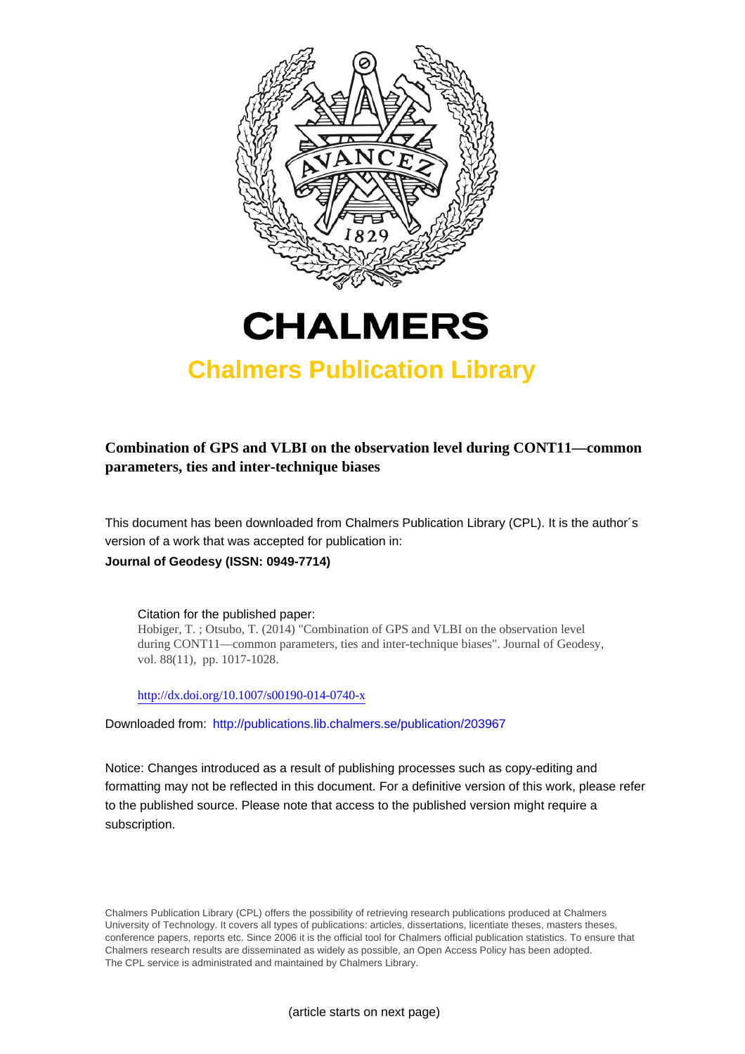# CHALMERS

## Chalmers Publication Library

**Combination of GPS and VLBI on the observation level during CONT11—common parameters, ties and inter-technique biases**

This document has been downloaded from Chalmers Publication Library (CPL). It is the author´s version of a work that was accepted for publication in:

**Journal of Geodesy (ISSN: 0949-7714)**

Citation for the published paper:
Hobiger, T. ; Otsubo, T. (2014) "Combination of GPS and VLBI on the observation level during CONT11—common parameters, ties and inter-technique biases". Journal of Geodesy, vol. 88(11), pp. 1017-1028.

http://dx.doi.org/10.1007/s00190-014-0740-x

Downloaded from: http://publications.lib.chalmers.se/publication/203967

Notice: Changes introduced as a result of publishing processes such as copy-editing and formatting may not be reflected in this document. For a definitive version of this work, please refer to the published source. Please note that access to the published version might require a subscription.

Chalmers Publication Library (CPL) offers the possibility of retrieving research publications produced at Chalmers University of Technology. It covers all types of publications: articles, dissertations, licentiate theses, masters theses, conference papers, reports etc. Since 2006 it is the official tool for Chalmers official publication statistics. To ensure that Chalmers research results are disseminated as widely as possible, an Open Access Policy has been adopted. The CPL service is administrated and maintained by Chalmers Library.

(article starts on next page)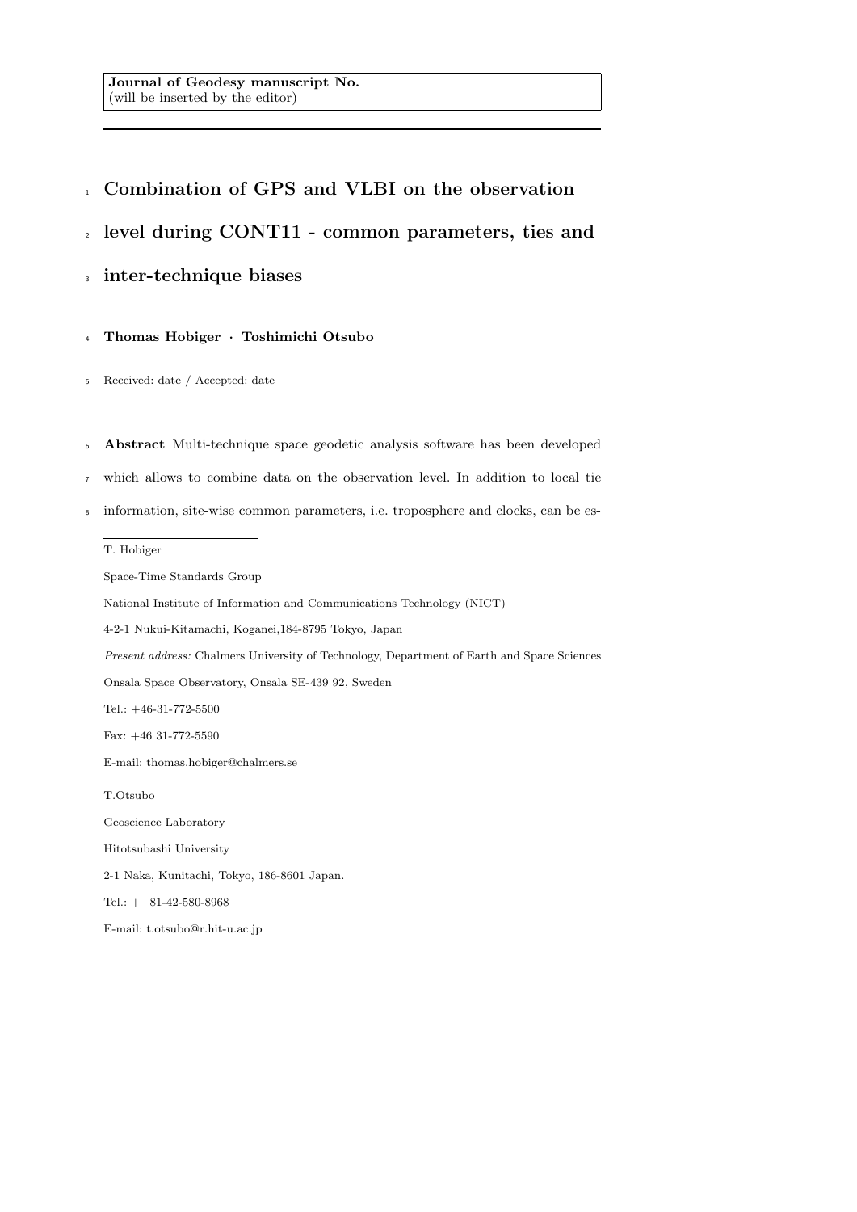Journal of Geodesy manuscript No.
(will be inserted by the editor)

# Combination of GPS and VLBI on the observation level during CONT11 - common parameters, ties and inter-technique biases

**Thomas Hobiger · Toshimichi Otsubo**

Received: date / Accepted: date

**Abstract** Multi-technique space geodetic analysis software has been developed which allows to combine data on the observation level. In addition to local tie information, site-wise common parameters, i.e. troposphere and clocks, can be es-

---

T. Hobiger

Space-Time Standards Group

National Institute of Information and Communications Technology (NICT)

4-2-1 Nukui-Kitamachi, Koganei,184-8795 Tokyo, Japan

*Present address:* Chalmers University of Technology, Department of Earth and Space Sciences

Onsala Space Observatory, Onsala SE-439 92, Sweden

Tel.: +46-31-772-5500

Fax: +46 31-772-5590

E-mail: thomas.hobiger@chalmers.se

T.Otsubo

Geoscience Laboratory

Hitotsubashi University

2-1 Naka, Kunitachi, Tokyo, 186-8601 Japan.

Tel.: ++81-42-580-8968

E-mail: t.otsubo@r.hit-u.ac.jp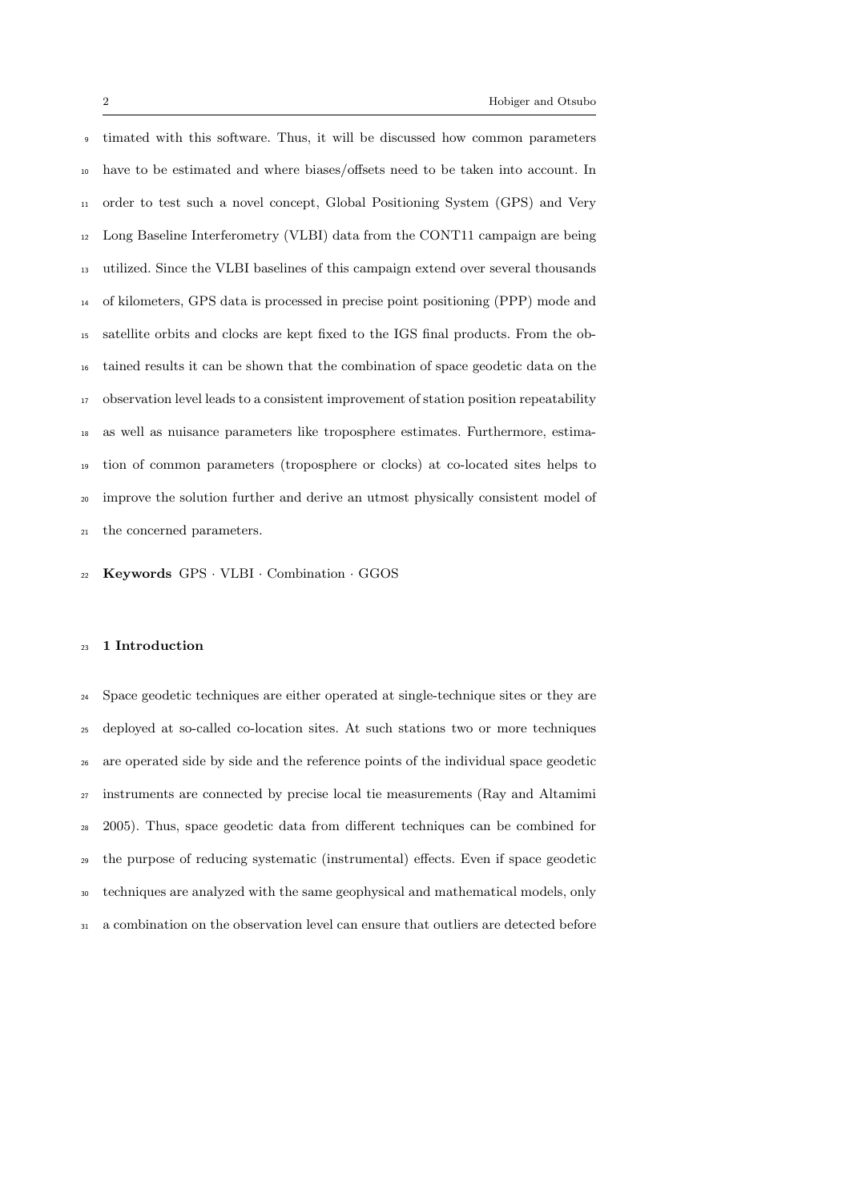timated with this software. Thus, it will be discussed how common parameters have to be estimated and where biases/offsets need to be taken into account. In order to test such a novel concept, Global Positioning System (GPS) and Very Long Baseline Interferometry (VLBI) data from the CONT11 campaign are being utilized. Since the VLBI baselines of this campaign extend over several thousands of kilometers, GPS data is processed in precise point positioning (PPP) mode and satellite orbits and clocks are kept fixed to the IGS final products. From the obtained results it can be shown that the combination of space geodetic data on the observation level leads to a consistent improvement of station position repeatability as well as nuisance parameters like troposphere estimates. Furthermore, estimation of common parameters (troposphere or clocks) at co-located sites helps to improve the solution further and derive an utmost physically consistent model of the concerned parameters.

**Keywords** GPS · VLBI · Combination · GGOS

## 1 Introduction

Space geodetic techniques are either operated at single-technique sites or they are deployed at so-called co-location sites. At such stations two or more techniques are operated side by side and the reference points of the individual space geodetic instruments are connected by precise local tie measurements (Ray and Altamimi 2005). Thus, space geodetic data from different techniques can be combined for the purpose of reducing systematic (instrumental) effects. Even if space geodetic techniques are analyzed with the same geophysical and mathematical models, only a combination on the observation level can ensure that outliers are detected before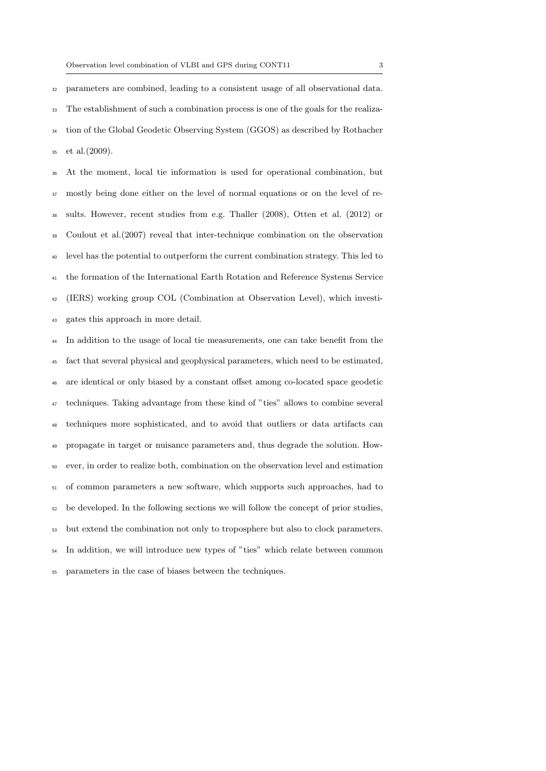parameters are combined, leading to a consistent usage of all observational data. The establishment of such a combination process is one of the goals for the realization of the Global Geodetic Observing System (GGOS) as described by Rothacher et al.(2009).

At the moment, local tie information is used for operational combination, but mostly being done either on the level of normal equations or on the level of results. However, recent studies from e.g. Thaller (2008), Otten et al. (2012) or Coulout et al.(2007) reveal that inter-technique combination on the observation level has the potential to outperform the current combination strategy. This led to the formation of the International Earth Rotation and Reference Systems Service (IERS) working group COL (Combination at Observation Level), which investigates this approach in more detail.

In addition to the usage of local tie measurements, one can take benefit from the fact that several physical and geophysical parameters, which need to be estimated, are identical or only biased by a constant offset among co-located space geodetic techniques. Taking advantage from these kind of "ties" allows to combine several techniques more sophisticated, and to avoid that outliers or data artifacts can propagate in target or nuisance parameters and, thus degrade the solution. However, in order to realize both, combination on the observation level and estimation of common parameters a new software, which supports such approaches, had to be developed. In the following sections we will follow the concept of prior studies, but extend the combination not only to troposphere but also to clock parameters. In addition, we will introduce new types of "ties" which relate between common parameters in the case of biases between the techniques.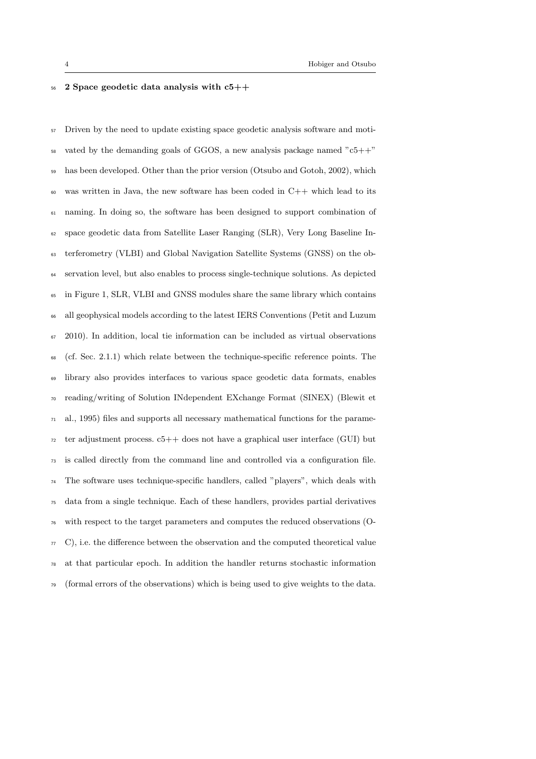## 2 Space geodetic data analysis with c5++

Driven by the need to update existing space geodetic analysis software and motivated by the demanding goals of GGOS, a new analysis package named "c5++" has been developed. Other than the prior version (Otsubo and Gotoh, 2002), which was written in Java, the new software has been coded in C++ which lead to its naming. In doing so, the software has been designed to support combination of space geodetic data from Satellite Laser Ranging (SLR), Very Long Baseline Interferometry (VLBI) and Global Navigation Satellite Systems (GNSS) on the observation level, but also enables to process single-technique solutions. As depicted in Figure 1, SLR, VLBI and GNSS modules share the same library which contains all geophysical models according to the latest IERS Conventions (Petit and Luzum 2010). In addition, local tie information can be included as virtual observations (cf. Sec. 2.1.1) which relate between the technique-specific reference points. The library also provides interfaces to various space geodetic data formats, enables reading/writing of Solution INdependent EXchange Format (SINEX) (Blewit et al., 1995) files and supports all necessary mathematical functions for the parameter adjustment process. c5++ does not have a graphical user interface (GUI) but is called directly from the command line and controlled via a configuration file. The software uses technique-specific handlers, called "players", which deals with data from a single technique. Each of these handlers, provides partial derivatives with respect to the target parameters and computes the reduced observations (O-C), i.e. the difference between the observation and the computed theoretical value at that particular epoch. In addition the handler returns stochastic information (formal errors of the observations) which is being used to give weights to the data.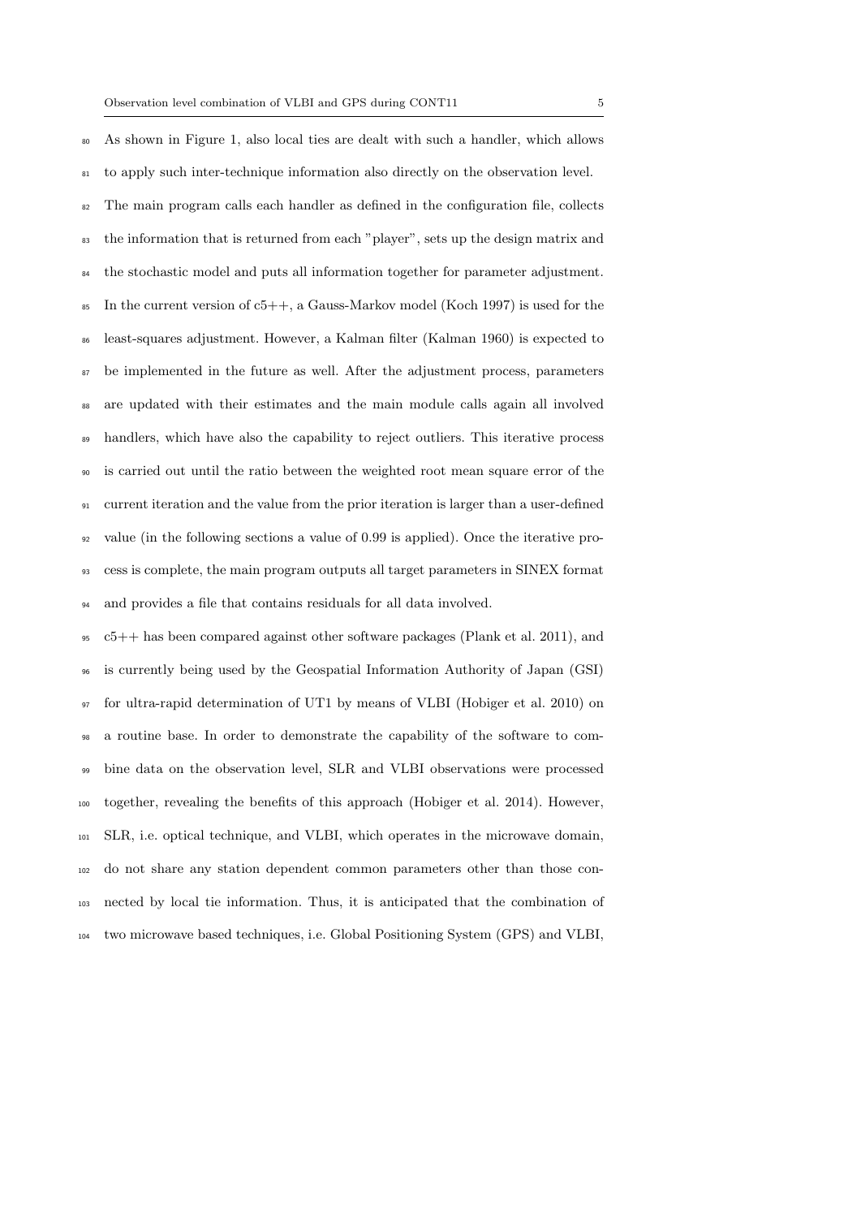As shown in Figure 1, also local ties are dealt with such a handler, which allows to apply such inter-technique information also directly on the observation level. The main program calls each handler as defined in the configuration file, collects the information that is returned from each "player", sets up the design matrix and the stochastic model and puts all information together for parameter adjustment. In the current version of c5++, a Gauss-Markov model (Koch 1997) is used for the least-squares adjustment. However, a Kalman filter (Kalman 1960) is expected to be implemented in the future as well. After the adjustment process, parameters are updated with their estimates and the main module calls again all involved handlers, which have also the capability to reject outliers. This iterative process is carried out until the ratio between the weighted root mean square error of the current iteration and the value from the prior iteration is larger than a user-defined value (in the following sections a value of 0.99 is applied). Once the iterative process is complete, the main program outputs all target parameters in SINEX format and provides a file that contains residuals for all data involved.

c5++ has been compared against other software packages (Plank et al. 2011), and is currently being used by the Geospatial Information Authority of Japan (GSI) for ultra-rapid determination of UT1 by means of VLBI (Hobiger et al. 2010) on a routine base. In order to demonstrate the capability of the software to combine data on the observation level, SLR and VLBI observations were processed together, revealing the benefits of this approach (Hobiger et al. 2014). However, SLR, i.e. optical technique, and VLBI, which operates in the microwave domain, do not share any station dependent common parameters other than those connected by local tie information. Thus, it is anticipated that the combination of two microwave based techniques, i.e. Global Positioning System (GPS) and VLBI,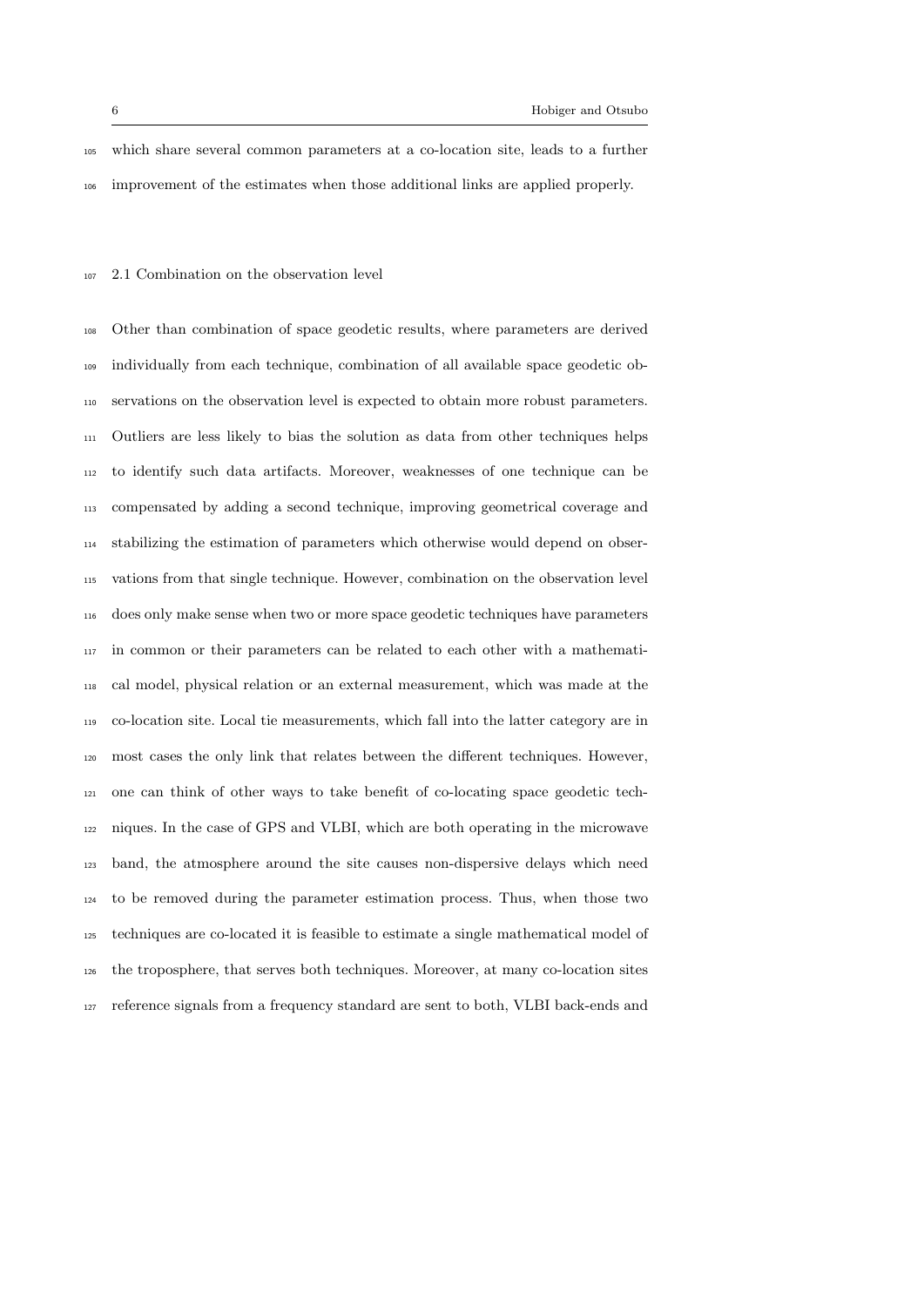which share several common parameters at a co-location site, leads to a further improvement of the estimates when those additional links are applied properly.

## 2.1 Combination on the observation level

Other than combination of space geodetic results, where parameters are derived individually from each technique, combination of all available space geodetic observations on the observation level is expected to obtain more robust parameters. Outliers are less likely to bias the solution as data from other techniques helps to identify such data artifacts. Moreover, weaknesses of one technique can be compensated by adding a second technique, improving geometrical coverage and stabilizing the estimation of parameters which otherwise would depend on observations from that single technique. However, combination on the observation level does only make sense when two or more space geodetic techniques have parameters in common or their parameters can be related to each other with a mathematical model, physical relation or an external measurement, which was made at the co-location site. Local tie measurements, which fall into the latter category are in most cases the only link that relates between the different techniques. However, one can think of other ways to take benefit of co-locating space geodetic techniques. In the case of GPS and VLBI, which are both operating in the microwave band, the atmosphere around the site causes non-dispersive delays which need to be removed during the parameter estimation process. Thus, when those two techniques are co-located it is feasible to estimate a single mathematical model of the troposphere, that serves both techniques. Moreover, at many co-location sites reference signals from a frequency standard are sent to both, VLBI back-ends and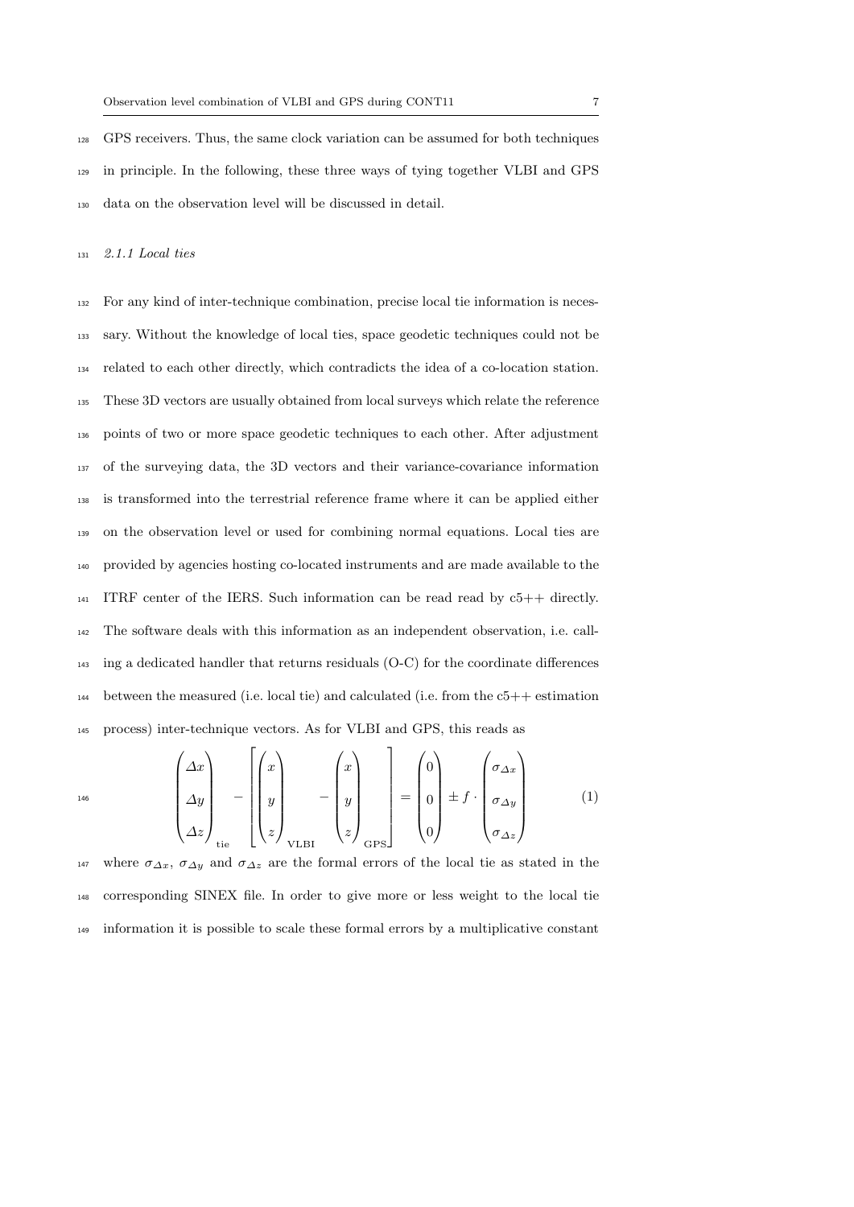GPS receivers. Thus, the same clock variation can be assumed for both techniques in principle. In the following, these three ways of tying together VLBI and GPS data on the observation level will be discussed in detail.

### *2.1.1 Local ties*

For any kind of inter-technique combination, precise local tie information is necessary. Without the knowledge of local ties, space geodetic techniques could not be related to each other directly, which contradicts the idea of a co-location station. These 3D vectors are usually obtained from local surveys which relate the reference points of two or more space geodetic techniques to each other. After adjustment of the surveying data, the 3D vectors and their variance-covariance information is transformed into the terrestrial reference frame where it can be applied either on the observation level or used for combining normal equations. Local ties are provided by agencies hosting co-located instruments and are made available to the ITRF center of the IERS. Such information can be read read by c5++ directly. The software deals with this information as an independent observation, i.e. calling a dedicated handler that returns residuals (O-C) for the coordinate differences between the measured (i.e. local tie) and calculated (i.e. from the c5++ estimation process) inter-technique vectors. As for VLBI and GPS, this reads as

$$\begin{pmatrix} \Delta x \\ \Delta y \\ \Delta z \end{pmatrix}_{\text{tie}} - \left[ \begin{pmatrix} x \\ y \\ z \end{pmatrix}_{\text{VLBI}} - \begin{pmatrix} x \\ y \\ z \end{pmatrix}_{\text{GPS}} \right] = \begin{pmatrix} 0 \\ 0 \\ 0 \end{pmatrix} \pm f \cdot \begin{pmatrix} \sigma_{\Delta x} \\ \sigma_{\Delta y} \\ \sigma_{\Delta z} \end{pmatrix} \tag{1}$$

where $\sigma_{\Delta x}$, $\sigma_{\Delta y}$ and $\sigma_{\Delta z}$ are the formal errors of the local tie as stated in the corresponding SINEX file. In order to give more or less weight to the local tie information it is possible to scale these formal errors by a multiplicative constant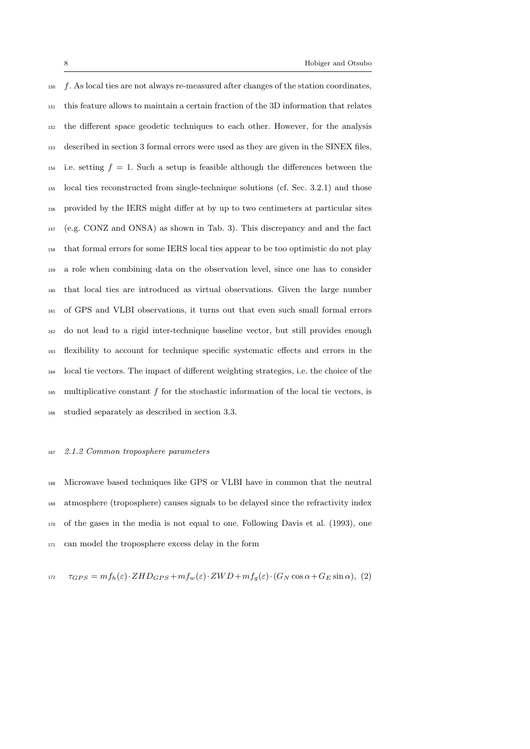$f$. As local ties are not always re-measured after changes of the station coordinates, this feature allows to maintain a certain fraction of the 3D information that relates the different space geodetic techniques to each other. However, for the analysis described in section 3 formal errors were used as they are given in the SINEX files, i.e. setting $f = 1$. Such a setup is feasible although the differences between the local ties reconstructed from single-technique solutions (cf. Sec. 3.2.1) and those provided by the IERS might differ at by up to two centimeters at particular sites (e.g. CONZ and ONSA) as shown in Tab. 3). This discrepancy and and the fact that formal errors for some IERS local ties appear to be too optimistic do not play a role when combining data on the observation level, since one has to consider that local ties are introduced as virtual observations. Given the large number of GPS and VLBI observations, it turns out that even such small formal errors do not lead to a rigid inter-technique baseline vector, but still provides enough flexibility to account for technique specific systematic effects and errors in the local tie vectors. The impact of different weighting strategies, i.e. the choice of the multiplicative constant $f$ for the stochastic information of the local tie vectors, is studied separately as described in section 3.3.

### *2.1.2 Common troposphere parameters*

Microwave based techniques like GPS or VLBI have in common that the neutral atmosphere (troposphere) causes signals to be delayed since the refractivity index of the gases in the media is not equal to one. Following Davis et al. (1993), one can model the troposphere excess delay in the form

$$\tau_{GPS} = mf_h(\varepsilon) \cdot ZHD_{GPS} + mf_w(\varepsilon) \cdot ZWD + mf_g(\varepsilon) \cdot (G_N \cos\alpha + G_E \sin\alpha), \quad (2)$$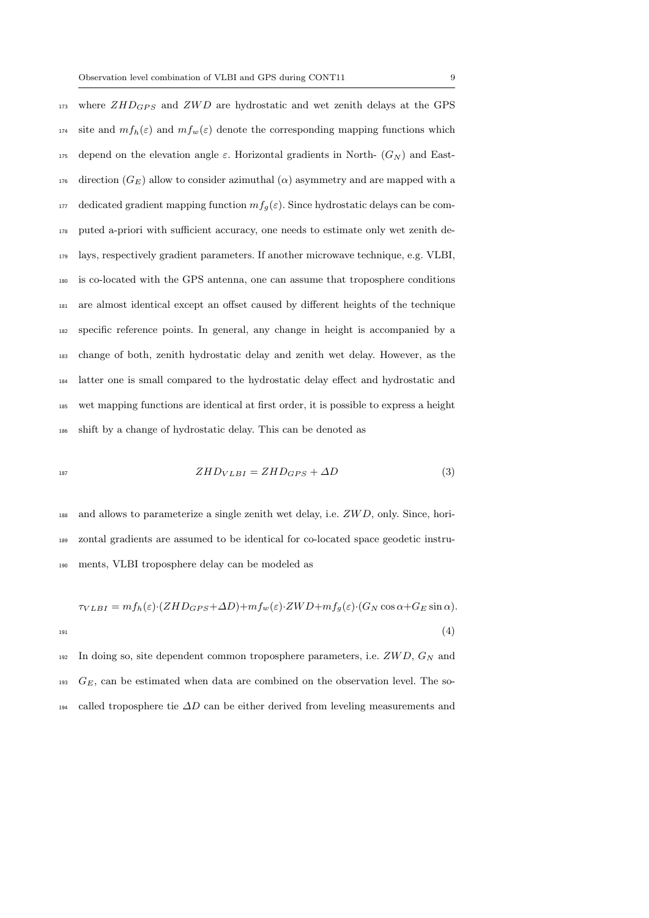where $ZHD_{GPS}$ and $ZWD$ are hydrostatic and wet zenith delays at the GPS site and $mf_h(\varepsilon)$ and $mf_w(\varepsilon)$ denote the corresponding mapping functions which depend on the elevation angle $\varepsilon$. Horizontal gradients in North- ($G_N$) and East-direction ($G_E$) allow to consider azimuthal ($\alpha$) asymmetry and are mapped with a dedicated gradient mapping function $mf_g(\varepsilon)$. Since hydrostatic delays can be computed a-priori with sufficient accuracy, one needs to estimate only wet zenith delays, respectively gradient parameters. If another microwave technique, e.g. VLBI, is co-located with the GPS antenna, one can assume that troposphere conditions are almost identical except an offset caused by different heights of the technique specific reference points. In general, any change in height is accompanied by a change of both, zenith hydrostatic delay and zenith wet delay. However, as the latter one is small compared to the hydrostatic delay effect and hydrostatic and wet mapping functions are identical at first order, it is possible to express a height shift by a change of hydrostatic delay. This can be denoted as

$$ZHD_{VLBI} = ZHD_{GPS} + \Delta D \tag{3}$$

and allows to parameterize a single zenith wet delay, i.e. $ZWD$, only. Since, horizontal gradients are assumed to be identical for co-located space geodetic instruments, VLBI troposphere delay can be modeled as

$$\tau_{VLBI} = mf_h(\varepsilon) \cdot (ZHD_{GPS} + \Delta D) + mf_w(\varepsilon) \cdot ZWD + mf_g(\varepsilon) \cdot (G_N \cos\alpha + G_E \sin\alpha). \tag{4}$$

In doing so, site dependent common troposphere parameters, i.e. $ZWD$, $G_N$ and $G_E$, can be estimated when data are combined on the observation level. The so-called troposphere tie $\Delta D$ can be either derived from leveling measurements and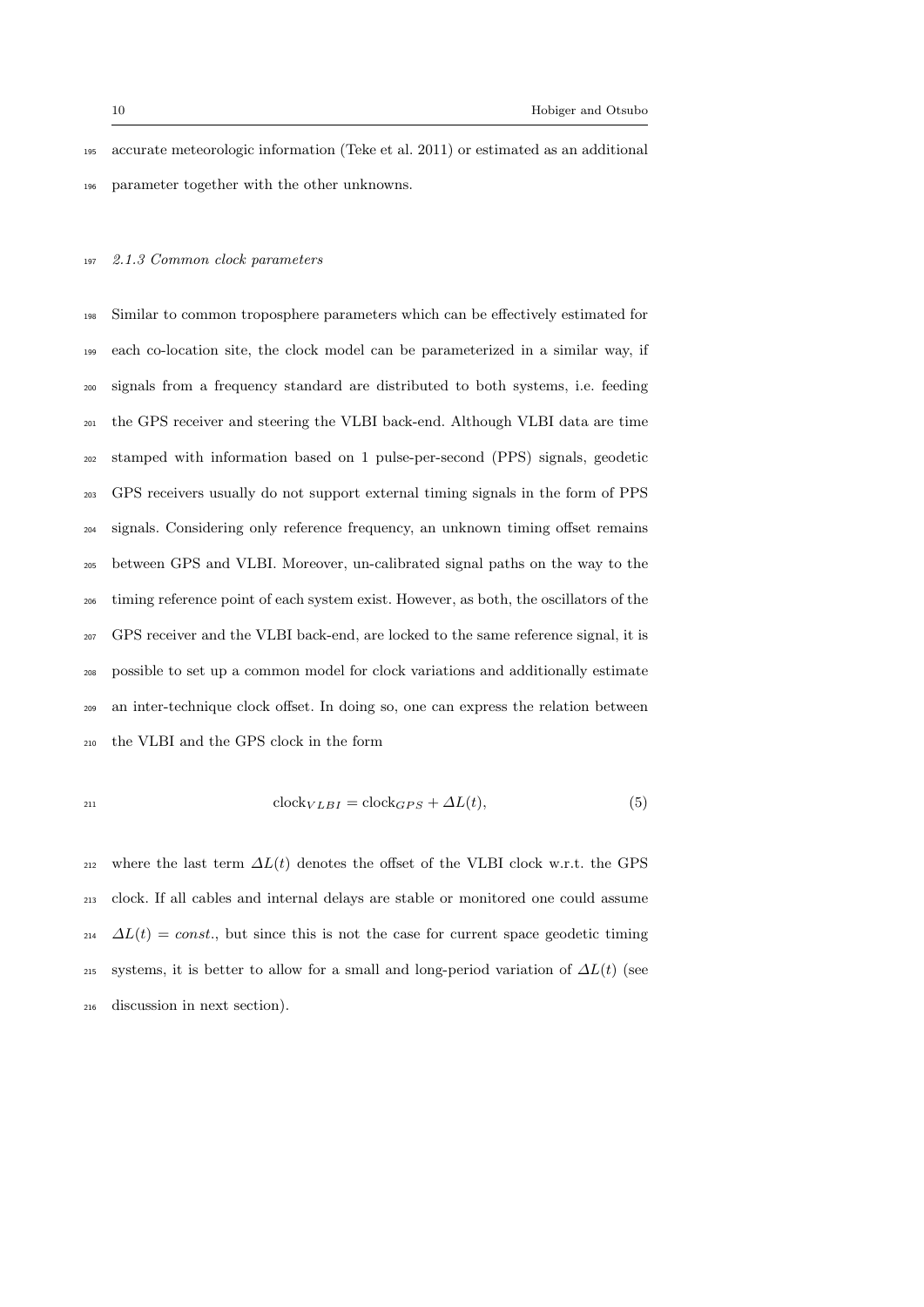accurate meteorologic information (Teke et al. 2011) or estimated as an additional parameter together with the other unknowns.

### 2.1.3 Common clock parameters

Similar to common troposphere parameters which can be effectively estimated for each co-location site, the clock model can be parameterized in a similar way, if signals from a frequency standard are distributed to both systems, i.e. feeding the GPS receiver and steering the VLBI back-end. Although VLBI data are time stamped with information based on 1 pulse-per-second (PPS) signals, geodetic GPS receivers usually do not support external timing signals in the form of PPS signals. Considering only reference frequency, an unknown timing offset remains between GPS and VLBI. Moreover, un-calibrated signal paths on the way to the timing reference point of each system exist. However, as both, the oscillators of the GPS receiver and the VLBI back-end, are locked to the same reference signal, it is possible to set up a common model for clock variations and additionally estimate an inter-technique clock offset. In doing so, one can express the relation between the VLBI and the GPS clock in the form

$$\text{clock}_{VLBI} = \text{clock}_{GPS} + \Delta L(t), \tag{5}$$

where the last term $\Delta L(t)$ denotes the offset of the VLBI clock w.r.t. the GPS clock. If all cables and internal delays are stable or monitored one could assume $\Delta L(t) = const.$, but since this is not the case for current space geodetic timing systems, it is better to allow for a small and long-period variation of $\Delta L(t)$ (see discussion in next section).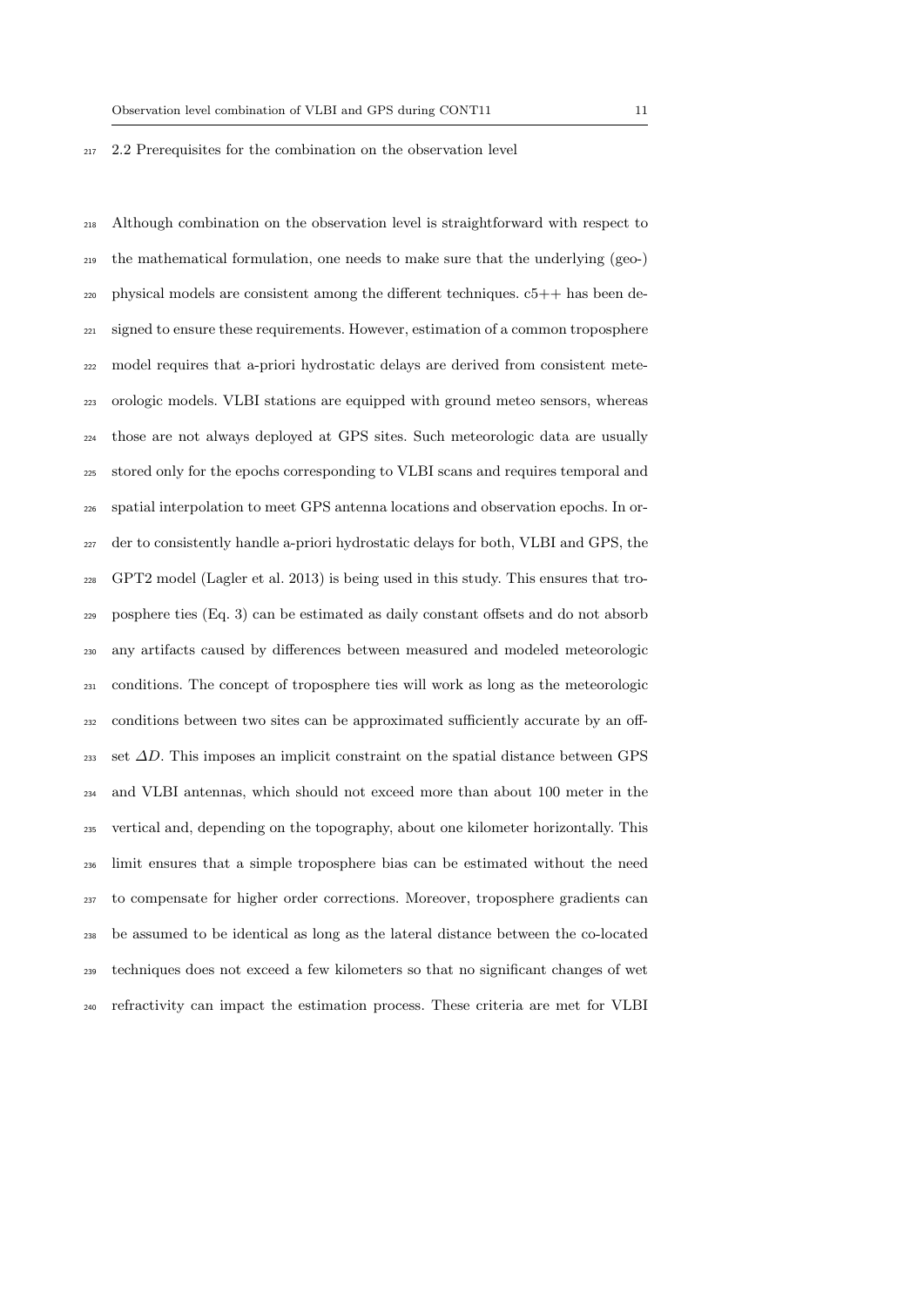### 2.2 Prerequisites for the combination on the observation level

Although combination on the observation level is straightforward with respect to the mathematical formulation, one needs to make sure that the underlying (geo-) physical models are consistent among the different techniques. c5++ has been designed to ensure these requirements. However, estimation of a common troposphere model requires that a-priori hydrostatic delays are derived from consistent meteorologic models. VLBI stations are equipped with ground meteo sensors, whereas those are not always deployed at GPS sites. Such meteorologic data are usually stored only for the epochs corresponding to VLBI scans and requires temporal and spatial interpolation to meet GPS antenna locations and observation epochs. In order to consistently handle a-priori hydrostatic delays for both, VLBI and GPS, the GPT2 model (Lagler et al. 2013) is being used in this study. This ensures that troposphere ties (Eq. 3) can be estimated as daily constant offsets and do not absorb any artifacts caused by differences between measured and modeled meteorologic conditions. The concept of troposphere ties will work as long as the meteorologic conditions between two sites can be approximated sufficiently accurate by an offset $\Delta D$. This imposes an implicit constraint on the spatial distance between GPS and VLBI antennas, which should not exceed more than about 100 meter in the vertical and, depending on the topography, about one kilometer horizontally. This limit ensures that a simple troposphere bias can be estimated without the need to compensate for higher order corrections. Moreover, troposphere gradients can be assumed to be identical as long as the lateral distance between the co-located techniques does not exceed a few kilometers so that no significant changes of wet refractivity can impact the estimation process. These criteria are met for VLBI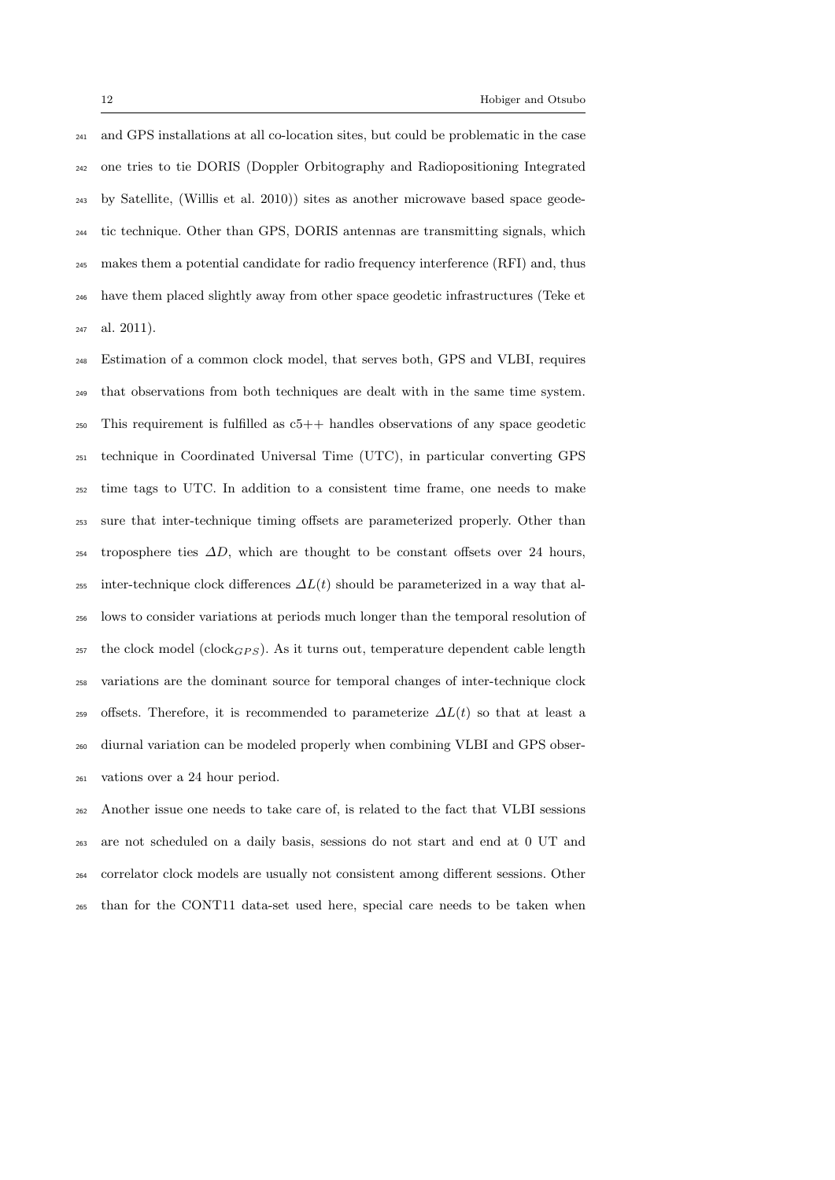and GPS installations at all co-location sites, but could be problematic in the case one tries to tie DORIS (Doppler Orbitography and Radiopositioning Integrated by Satellite, (Willis et al. 2010)) sites as another microwave based space geodetic technique. Other than GPS, DORIS antennas are transmitting signals, which makes them a potential candidate for radio frequency interference (RFI) and, thus have them placed slightly away from other space geodetic infrastructures (Teke et al. 2011).

Estimation of a common clock model, that serves both, GPS and VLBI, requires that observations from both techniques are dealt with in the same time system. This requirement is fulfilled as c5++ handles observations of any space geodetic technique in Coordinated Universal Time (UTC), in particular converting GPS time tags to UTC. In addition to a consistent time frame, one needs to make sure that inter-technique timing offsets are parameterized properly. Other than troposphere ties $\Delta D$, which are thought to be constant offsets over 24 hours, inter-technique clock differences $\Delta L(t)$ should be parameterized in a way that allows to consider variations at periods much longer than the temporal resolution of the clock model ($\text{clock}_{GPS}$). As it turns out, temperature dependent cable length variations are the dominant source for temporal changes of inter-technique clock offsets. Therefore, it is recommended to parameterize $\Delta L(t)$ so that at least a diurnal variation can be modeled properly when combining VLBI and GPS observations over a 24 hour period.

Another issue one needs to take care of, is related to the fact that VLBI sessions are not scheduled on a daily basis, sessions do not start and end at 0 UT and correlator clock models are usually not consistent among different sessions. Other than for the CONT11 data-set used here, special care needs to be taken when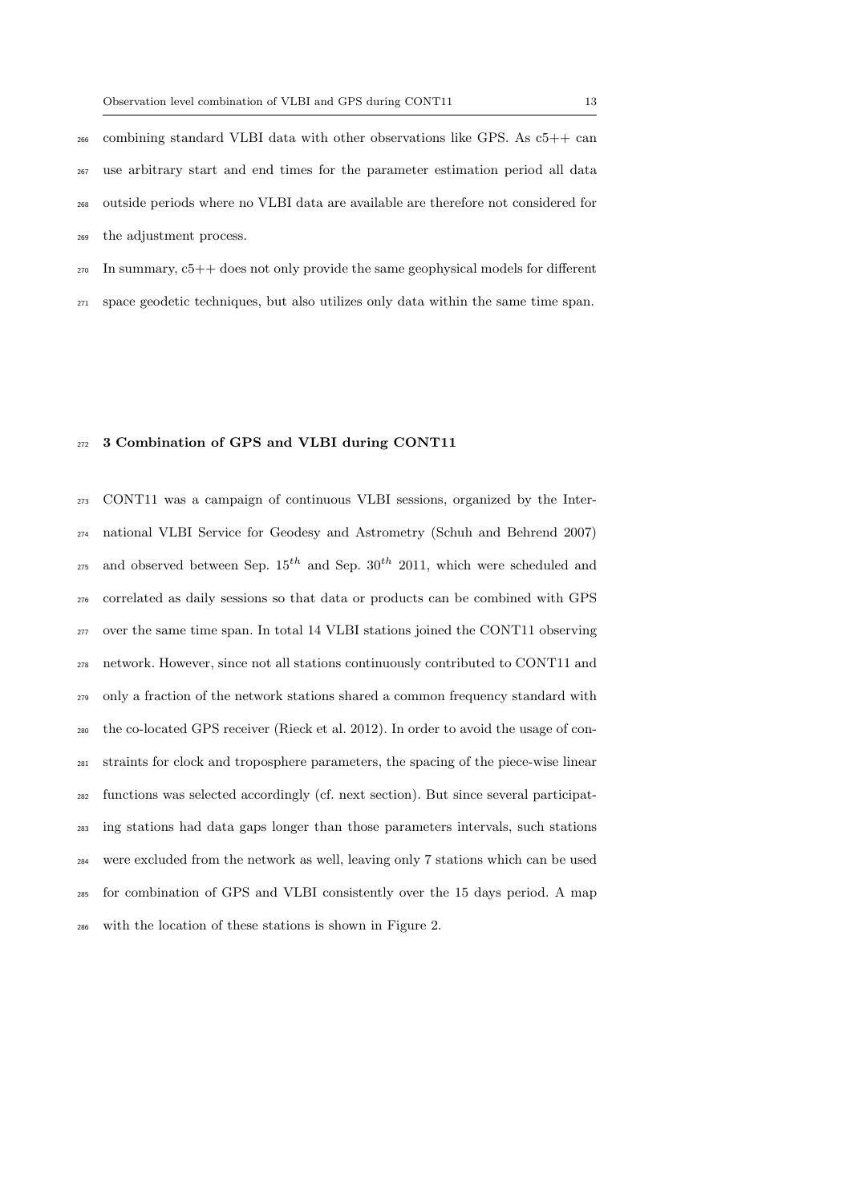combining standard VLBI data with other observations like GPS. As c5++ can use arbitrary start and end times for the parameter estimation period all data outside periods where no VLBI data are available are therefore not considered for the adjustment process.

In summary, c5++ does not only provide the same geophysical models for different space geodetic techniques, but also utilizes only data within the same time span.

## 3 Combination of GPS and VLBI during CONT11

CONT11 was a campaign of continuous VLBI sessions, organized by the International VLBI Service for Geodesy and Astrometry (Schuh and Behrend 2007) and observed between Sep. $15^{th}$ and Sep. $30^{th}$ 2011, which were scheduled and correlated as daily sessions so that data or products can be combined with GPS over the same time span. In total 14 VLBI stations joined the CONT11 observing network. However, since not all stations continuously contributed to CONT11 and only a fraction of the network stations shared a common frequency standard with the co-located GPS receiver (Rieck et al. 2012). In order to avoid the usage of constraints for clock and troposphere parameters, the spacing of the piece-wise linear functions was selected accordingly (cf. next section). But since several participating stations had data gaps longer than those parameters intervals, such stations were excluded from the network as well, leaving only 7 stations which can be used for combination of GPS and VLBI consistently over the 15 days period. A map with the location of these stations is shown in Figure 2.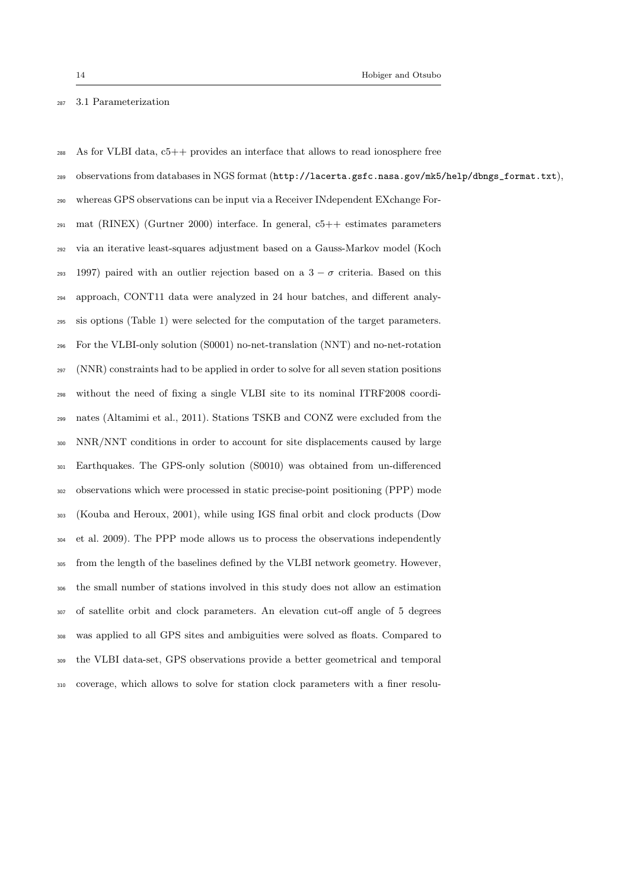### 3.1 Parameterization

As for VLBI data, c5++ provides an interface that allows to read ionosphere free observations from databases in NGS format (http://lacerta.gsfc.nasa.gov/mk5/help/dbngs_format.txt), whereas GPS observations can be input via a Receiver INdependent EXchange Format (RINEX) (Gurtner 2000) interface. In general, c5++ estimates parameters via an iterative least-squares adjustment based on a Gauss-Markov model (Koch 1997) paired with an outlier rejection based on a $3-\sigma$ criteria. Based on this approach, CONT11 data were analyzed in 24 hour batches, and different analysis options (Table 1) were selected for the computation of the target parameters. For the VLBI-only solution (S0001) no-net-translation (NNT) and no-net-rotation (NNR) constraints had to be applied in order to solve for all seven station positions without the need of fixing a single VLBI site to its nominal ITRF2008 coordinates (Altamimi et al., 2011). Stations TSKB and CONZ were excluded from the NNR/NNT conditions in order to account for site displacements caused by large Earthquakes. The GPS-only solution (S0010) was obtained from un-differenced observations which were processed in static precise-point positioning (PPP) mode (Kouba and Heroux, 2001), while using IGS final orbit and clock products (Dow et al. 2009). The PPP mode allows us to process the observations independently from the length of the baselines defined by the VLBI network geometry. However, the small number of stations involved in this study does not allow an estimation of satellite orbit and clock parameters. An elevation cut-off angle of 5 degrees was applied to all GPS sites and ambiguities were solved as floats. Compared to the VLBI data-set, GPS observations provide a better geometrical and temporal coverage, which allows to solve for station clock parameters with a finer resolu-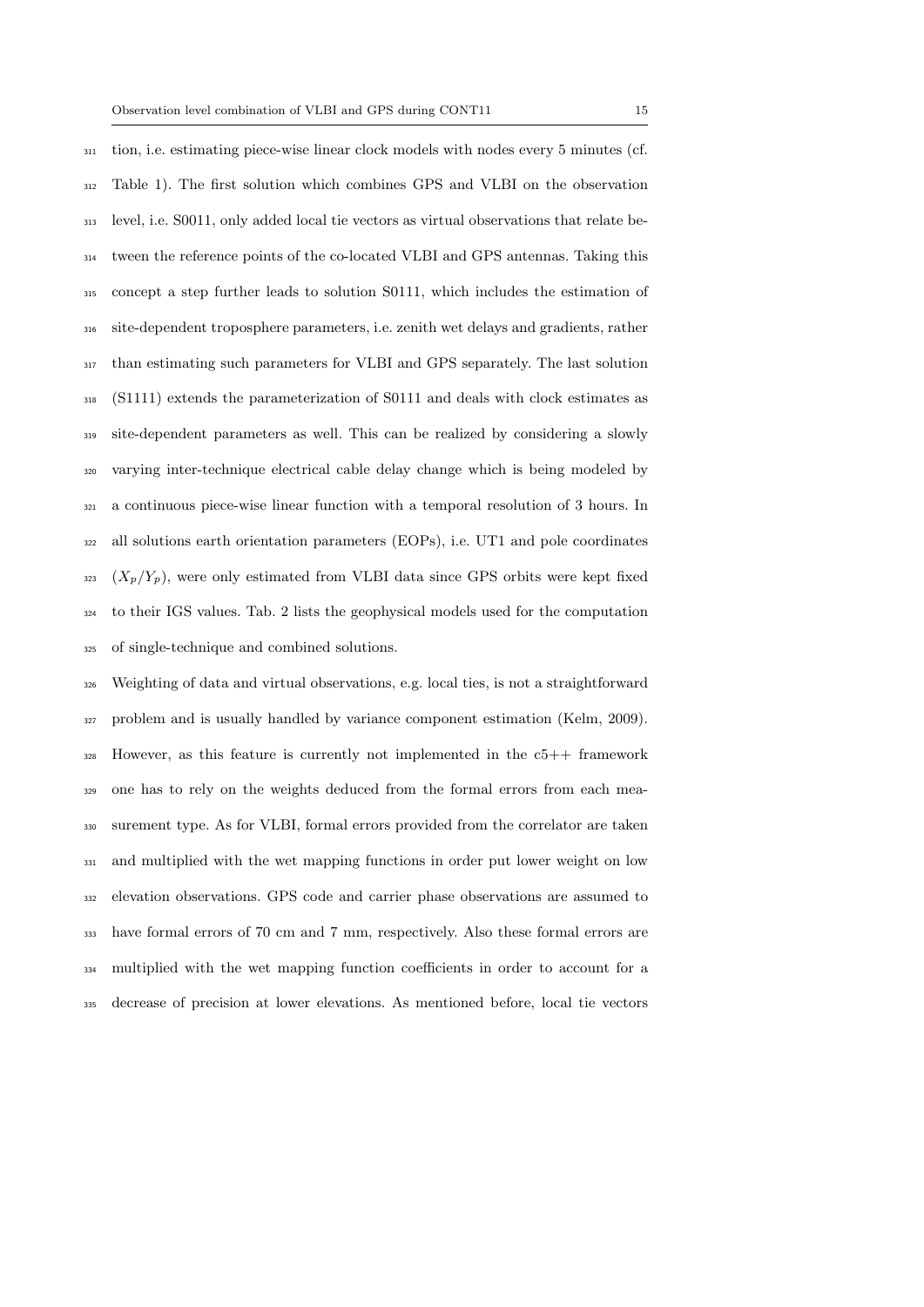tion, i.e. estimating piece-wise linear clock models with nodes every 5 minutes (cf. Table 1). The first solution which combines GPS and VLBI on the observation level, i.e. S0011, only added local tie vectors as virtual observations that relate between the reference points of the co-located VLBI and GPS antennas. Taking this concept a step further leads to solution S0111, which includes the estimation of site-dependent troposphere parameters, i.e. zenith wet delays and gradients, rather than estimating such parameters for VLBI and GPS separately. The last solution (S1111) extends the parameterization of S0111 and deals with clock estimates as site-dependent parameters as well. This can be realized by considering a slowly varying inter-technique electrical cable delay change which is being modeled by a continuous piece-wise linear function with a temporal resolution of 3 hours. In all solutions earth orientation parameters (EOPs), i.e. UT1 and pole coordinates ($X_p/Y_p$), were only estimated from VLBI data since GPS orbits were kept fixed to their IGS values. Tab. 2 lists the geophysical models used for the computation of single-technique and combined solutions.

Weighting of data and virtual observations, e.g. local ties, is not a straightforward problem and is usually handled by variance component estimation (Kelm, 2009). However, as this feature is currently not implemented in the c5++ framework one has to rely on the weights deduced from the formal errors from each measurement type. As for VLBI, formal errors provided from the correlator are taken and multiplied with the wet mapping functions in order put lower weight on low elevation observations. GPS code and carrier phase observations are assumed to have formal errors of 70 cm and 7 mm, respectively. Also these formal errors are multiplied with the wet mapping function coefficients in order to account for a decrease of precision at lower elevations. As mentioned before, local tie vectors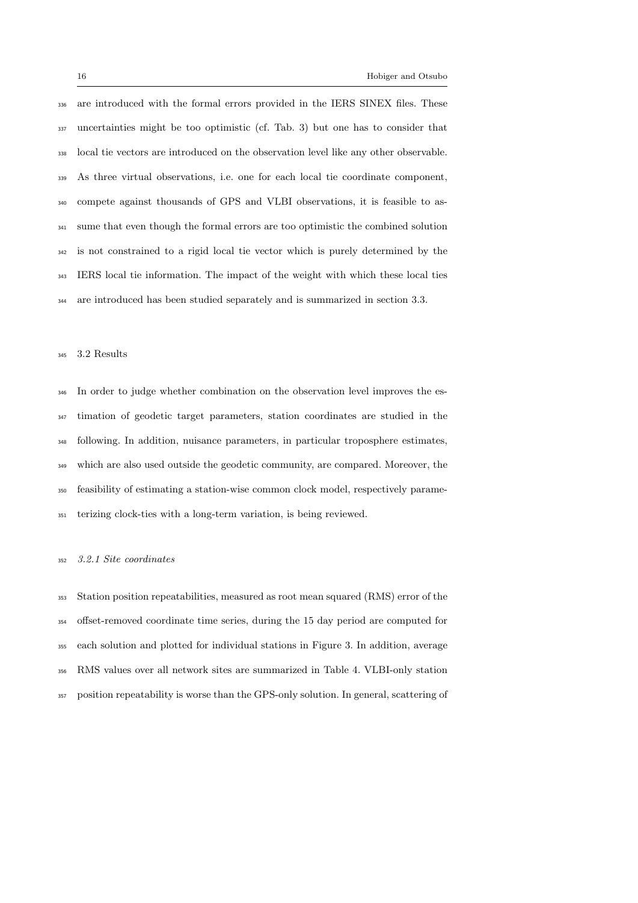are introduced with the formal errors provided in the IERS SINEX files. These uncertainties might be too optimistic (cf. Tab. 3) but one has to consider that local tie vectors are introduced on the observation level like any other observable. As three virtual observations, i.e. one for each local tie coordinate component, compete against thousands of GPS and VLBI observations, it is feasible to assume that even though the formal errors are too optimistic the combined solution is not constrained to a rigid local tie vector which is purely determined by the IERS local tie information. The impact of the weight with which these local ties are introduced has been studied separately and is summarized in section 3.3.

## 3.2 Results

In order to judge whether combination on the observation level improves the estimation of geodetic target parameters, station coordinates are studied in the following. In addition, nuisance parameters, in particular troposphere estimates, which are also used outside the geodetic community, are compared. Moreover, the feasibility of estimating a station-wise common clock model, respectively parameterizing clock-ties with a long-term variation, is being reviewed.

### *3.2.1 Site coordinates*

Station position repeatabilities, measured as root mean squared (RMS) error of the offset-removed coordinate time series, during the 15 day period are computed for each solution and plotted for individual stations in Figure 3. In addition, average RMS values over all network sites are summarized in Table 4. VLBI-only station position repeatability is worse than the GPS-only solution. In general, scattering of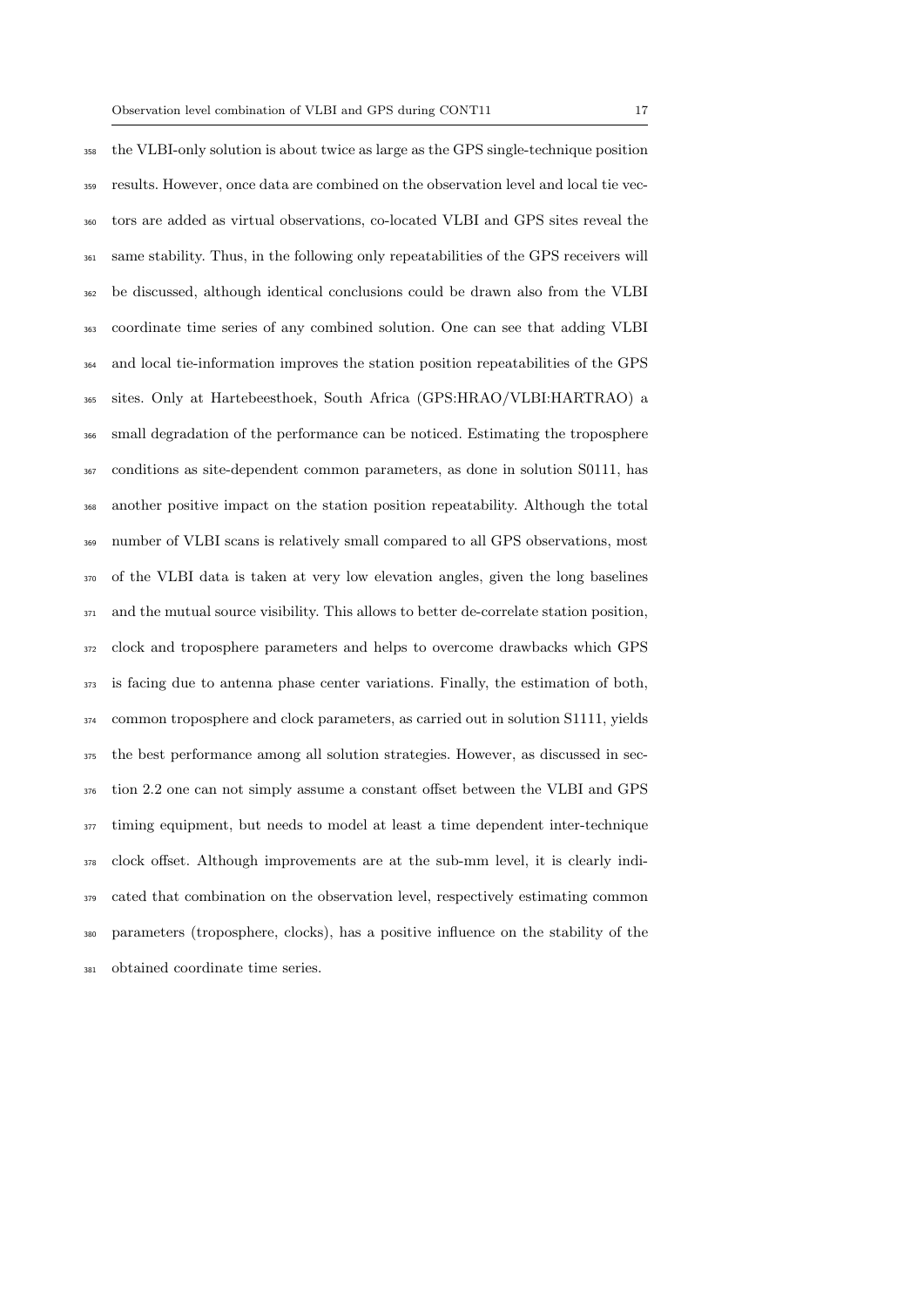the VLBI-only solution is about twice as large as the GPS single-technique position results. However, once data are combined on the observation level and local tie vectors are added as virtual observations, co-located VLBI and GPS sites reveal the same stability. Thus, in the following only repeatabilities of the GPS receivers will be discussed, although identical conclusions could be drawn also from the VLBI coordinate time series of any combined solution. One can see that adding VLBI and local tie-information improves the station position repeatabilities of the GPS sites. Only at Hartebeesthoek, South Africa (GPS:HRAO/VLBI:HARTRAO) a small degradation of the performance can be noticed. Estimating the troposphere conditions as site-dependent common parameters, as done in solution S0111, has another positive impact on the station position repeatability. Although the total number of VLBI scans is relatively small compared to all GPS observations, most of the VLBI data is taken at very low elevation angles, given the long baselines and the mutual source visibility. This allows to better de-correlate station position, clock and troposphere parameters and helps to overcome drawbacks which GPS is facing due to antenna phase center variations. Finally, the estimation of both, common troposphere and clock parameters, as carried out in solution S1111, yields the best performance among all solution strategies. However, as discussed in section 2.2 one can not simply assume a constant offset between the VLBI and GPS timing equipment, but needs to model at least a time dependent inter-technique clock offset. Although improvements are at the sub-mm level, it is clearly indicated that combination on the observation level, respectively estimating common parameters (troposphere, clocks), has a positive influence on the stability of the obtained coordinate time series.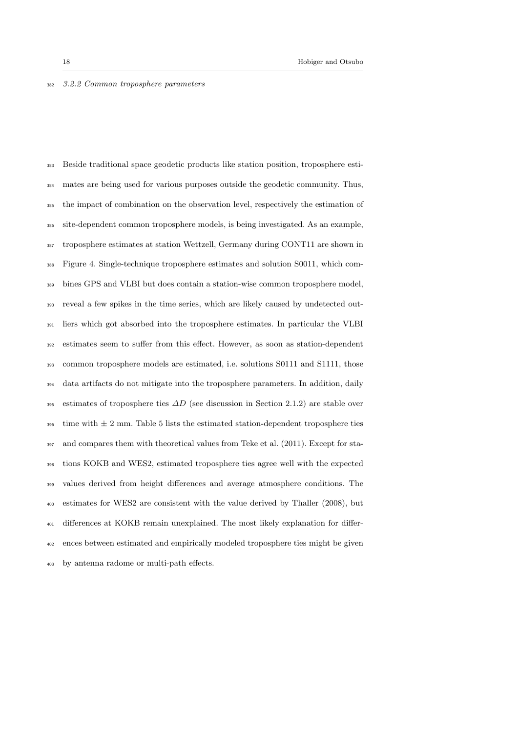### 3.2.2 Common troposphere parameters

Beside traditional space geodetic products like station position, troposphere estimates are being used for various purposes outside the geodetic community. Thus, the impact of combination on the observation level, respectively the estimation of site-dependent common troposphere models, is being investigated. As an example, troposphere estimates at station Wettzell, Germany during CONT11 are shown in Figure 4. Single-technique troposphere estimates and solution S0011, which combines GPS and VLBI but does contain a station-wise common troposphere model, reveal a few spikes in the time series, which are likely caused by undetected outliers which got absorbed into the troposphere estimates. In particular the VLBI estimates seem to suffer from this effect. However, as soon as station-dependent common troposphere models are estimated, i.e. solutions S0111 and S1111, those data artifacts do not mitigate into the troposphere parameters. In addition, daily estimates of troposphere ties $\Delta D$ (see discussion in Section 2.1.2) are stable over time with $\pm$ 2 mm. Table 5 lists the estimated station-dependent troposphere ties and compares them with theoretical values from Teke et al. (2011). Except for stations KOKB and WES2, estimated troposphere ties agree well with the expected values derived from height differences and average atmosphere conditions. The estimates for WES2 are consistent with the value derived by Thaller (2008), but differences at KOKB remain unexplained. The most likely explanation for differences between estimated and empirically modeled troposphere ties might be given by antenna radome or multi-path effects.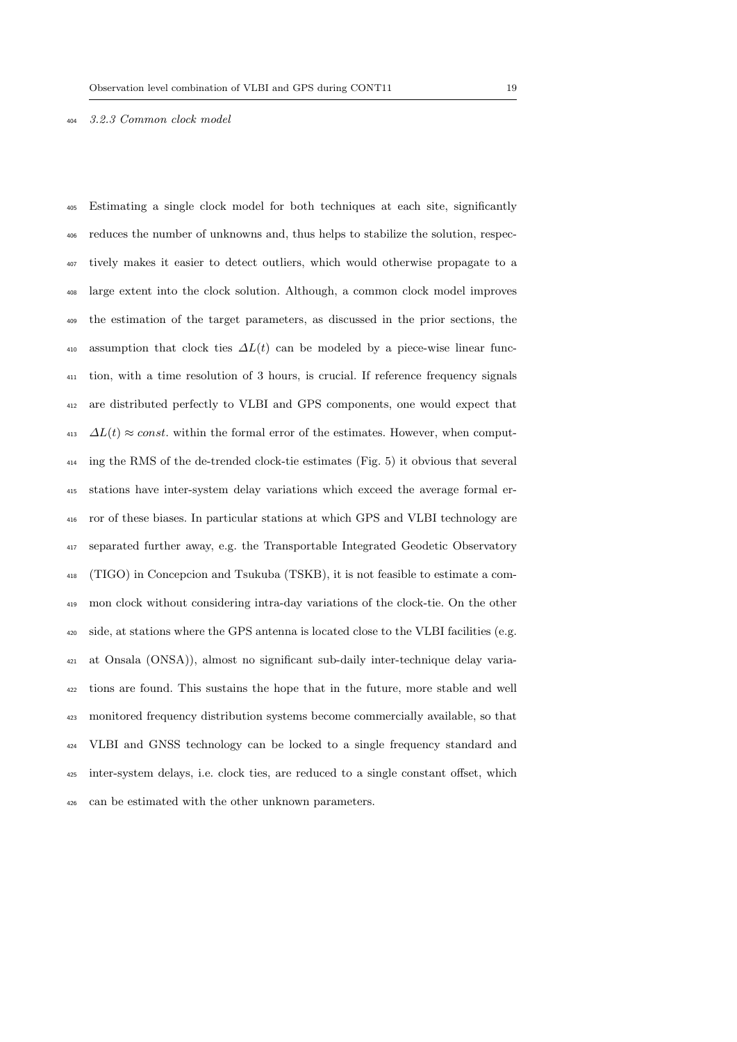### 3.2.3 Common clock model

Estimating a single clock model for both techniques at each site, significantly reduces the number of unknowns and, thus helps to stabilize the solution, respectively makes it easier to detect outliers, which would otherwise propagate to a large extent into the clock solution. Although, a common clock model improves the estimation of the target parameters, as discussed in the prior sections, the assumption that clock ties $\Delta L(t)$ can be modeled by a piece-wise linear function, with a time resolution of 3 hours, is crucial. If reference frequency signals are distributed perfectly to VLBI and GPS components, one would expect that $\Delta L(t) \approx const.$ within the formal error of the estimates. However, when computing the RMS of the de-trended clock-tie estimates (Fig. 5) it obvious that several stations have inter-system delay variations which exceed the average formal error of these biases. In particular stations at which GPS and VLBI technology are separated further away, e.g. the Transportable Integrated Geodetic Observatory (TIGO) in Concepcion and Tsukuba (TSKB), it is not feasible to estimate a common clock without considering intra-day variations of the clock-tie. On the other side, at stations where the GPS antenna is located close to the VLBI facilities (e.g. at Onsala (ONSA)), almost no significant sub-daily inter-technique delay variations are found. This sustains the hope that in the future, more stable and well monitored frequency distribution systems become commercially available, so that VLBI and GNSS technology can be locked to a single frequency standard and inter-system delays, i.e. clock ties, are reduced to a single constant offset, which can be estimated with the other unknown parameters.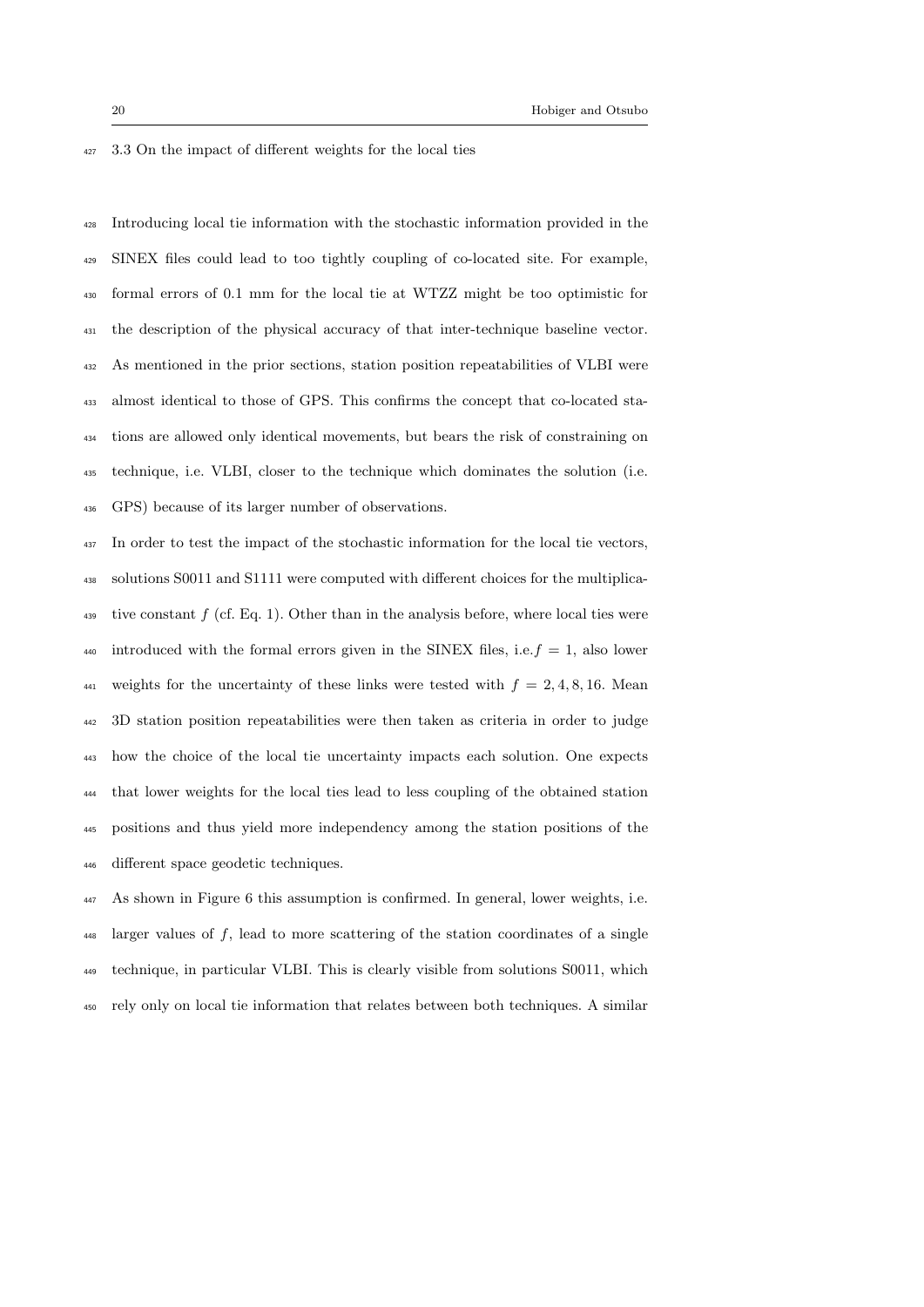### 3.3 On the impact of different weights for the local ties

Introducing local tie information with the stochastic information provided in the SINEX files could lead to too tightly coupling of co-located site. For example, formal errors of 0.1 mm for the local tie at WTZZ might be too optimistic for the description of the physical accuracy of that inter-technique baseline vector. As mentioned in the prior sections, station position repeatabilities of VLBI were almost identical to those of GPS. This confirms the concept that co-located stations are allowed only identical movements, but bears the risk of constraining on technique, i.e. VLBI, closer to the technique which dominates the solution (i.e. GPS) because of its larger number of observations.

In order to test the impact of the stochastic information for the local tie vectors, solutions S0011 and S1111 were computed with different choices for the multiplicative constant $f$ (cf. Eq. 1). Other than in the analysis before, where local ties were introduced with the formal errors given in the SINEX files, i.e. $f = 1$, also lower weights for the uncertainty of these links were tested with $f = 2, 4, 8, 16$. Mean 3D station position repeatabilities were then taken as criteria in order to judge how the choice of the local tie uncertainty impacts each solution. One expects that lower weights for the local ties lead to less coupling of the obtained station positions and thus yield more independency among the station positions of the different space geodetic techniques.

As shown in Figure 6 this assumption is confirmed. In general, lower weights, i.e. larger values of $f$, lead to more scattering of the station coordinates of a single technique, in particular VLBI. This is clearly visible from solutions S0011, which rely only on local tie information that relates between both techniques. A similar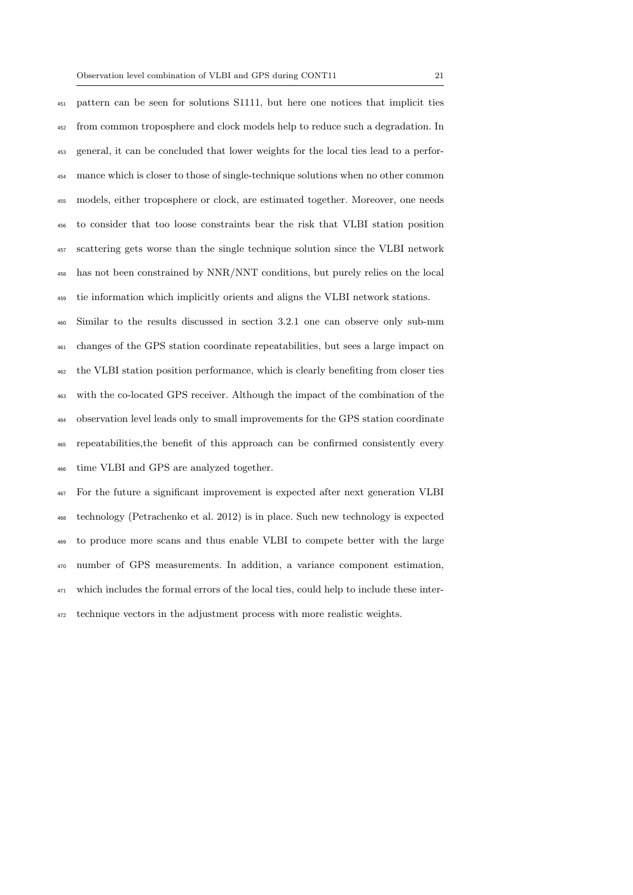pattern can be seen for solutions S1111, but here one notices that implicit ties from common troposphere and clock models help to reduce such a degradation. In general, it can be concluded that lower weights for the local ties lead to a performance which is closer to those of single-technique solutions when no other common models, either troposphere or clock, are estimated together. Moreover, one needs to consider that too loose constraints bear the risk that VLBI station position scattering gets worse than the single technique solution since the VLBI network has not been constrained by NNR/NNT conditions, but purely relies on the local tie information which implicitly orients and aligns the VLBI network stations.

Similar to the results discussed in section 3.2.1 one can observe only sub-mm changes of the GPS station coordinate repeatabilities, but sees a large impact on the VLBI station position performance, which is clearly benefiting from closer ties with the co-located GPS receiver. Although the impact of the combination of the observation level leads only to small improvements for the GPS station coordinate repeatabilities,the benefit of this approach can be confirmed consistently every time VLBI and GPS are analyzed together.

For the future a significant improvement is expected after next generation VLBI technology (Petrachenko et al. 2012) is in place. Such new technology is expected to produce more scans and thus enable VLBI to compete better with the large number of GPS measurements. In addition, a variance component estimation, which includes the formal errors of the local ties, could help to include these inter-technique vectors in the adjustment process with more realistic weights.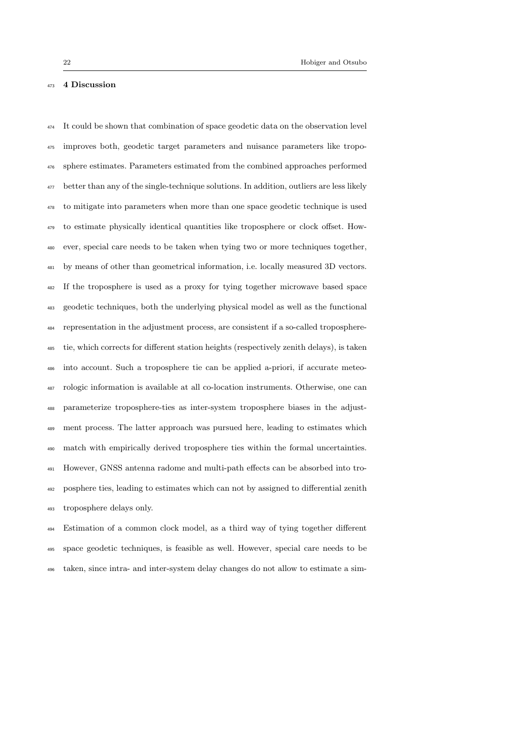## 4 Discussion

It could be shown that combination of space geodetic data on the observation level improves both, geodetic target parameters and nuisance parameters like troposphere estimates. Parameters estimated from the combined approaches performed better than any of the single-technique solutions. In addition, outliers are less likely to mitigate into parameters when more than one space geodetic technique is used to estimate physically identical quantities like troposphere or clock offset. However, special care needs to be taken when tying two or more techniques together, by means of other than geometrical information, i.e. locally measured 3D vectors. If the troposphere is used as a proxy for tying together microwave based space geodetic techniques, both the underlying physical model as well as the functional representation in the adjustment process, are consistent if a so-called troposphere-tie, which corrects for different station heights (respectively zenith delays), is taken into account. Such a troposphere tie can be applied a-priori, if accurate meteorologic information is available at all co-location instruments. Otherwise, one can parameterize troposphere-ties as inter-system troposphere biases in the adjustment process. The latter approach was pursued here, leading to estimates which match with empirically derived troposphere ties within the formal uncertainties. However, GNSS antenna radome and multi-path effects can be absorbed into troposphere ties, leading to estimates which can not by assigned to differential zenith troposphere delays only.

Estimation of a common clock model, as a third way of tying together different space geodetic techniques, is feasible as well. However, special care needs to be taken, since intra- and inter-system delay changes do not allow to estimate a sim-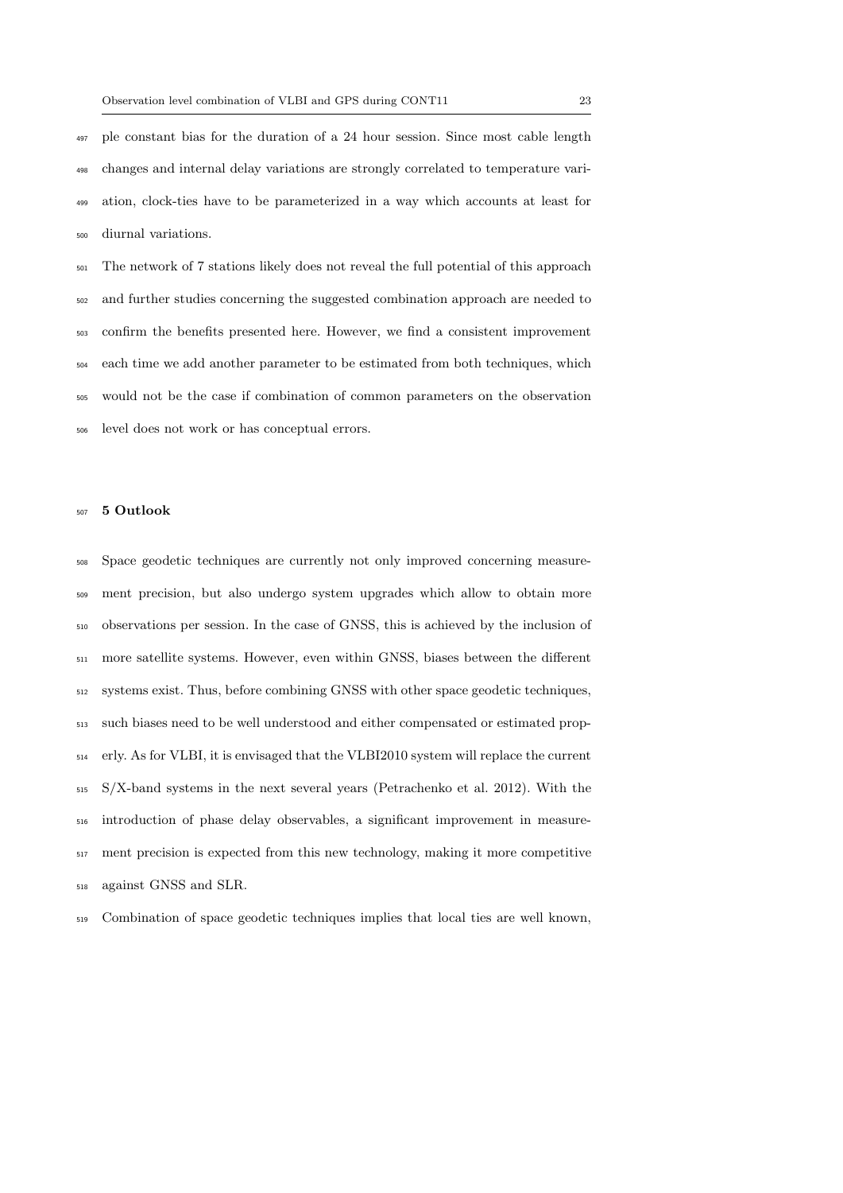ple constant bias for the duration of a 24 hour session. Since most cable length changes and internal delay variations are strongly correlated to temperature variation, clock-ties have to be parameterized in a way which accounts at least for diurnal variations.

The network of 7 stations likely does not reveal the full potential of this approach and further studies concerning the suggested combination approach are needed to confirm the benefits presented here. However, we find a consistent improvement each time we add another parameter to be estimated from both techniques, which would not be the case if combination of common parameters on the observation level does not work or has conceptual errors.

## 5 Outlook

Space geodetic techniques are currently not only improved concerning measurement precision, but also undergo system upgrades which allow to obtain more observations per session. In the case of GNSS, this is achieved by the inclusion of more satellite systems. However, even within GNSS, biases between the different systems exist. Thus, before combining GNSS with other space geodetic techniques, such biases need to be well understood and either compensated or estimated properly. As for VLBI, it is envisaged that the VLBI2010 system will replace the current S/X-band systems in the next several years (Petrachenko et al. 2012). With the introduction of phase delay observables, a significant improvement in measurement precision is expected from this new technology, making it more competitive against GNSS and SLR.

Combination of space geodetic techniques implies that local ties are well known,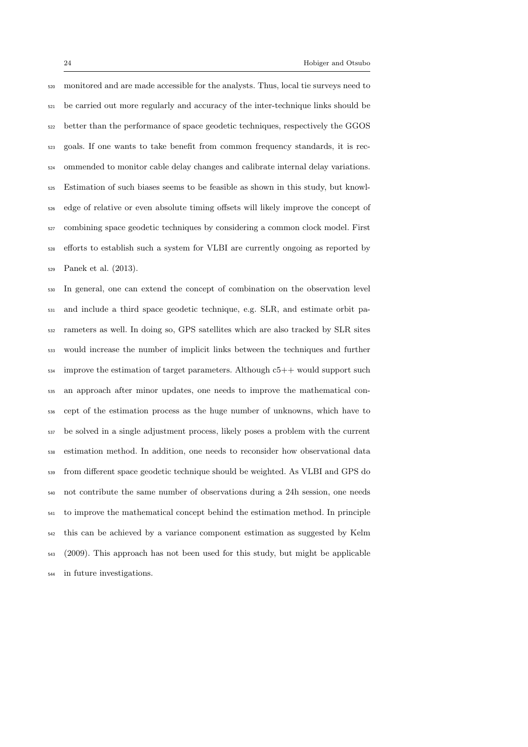monitored and are made accessible for the analysts. Thus, local tie surveys need to be carried out more regularly and accuracy of the inter-technique links should be better than the performance of space geodetic techniques, respectively the GGOS goals. If one wants to take benefit from common frequency standards, it is recommended to monitor cable delay changes and calibrate internal delay variations. Estimation of such biases seems to be feasible as shown in this study, but knowledge of relative or even absolute timing offsets will likely improve the concept of combining space geodetic techniques by considering a common clock model. First efforts to establish such a system for VLBI are currently ongoing as reported by Panek et al. (2013).

In general, one can extend the concept of combination on the observation level and include a third space geodetic technique, e.g. SLR, and estimate orbit parameters as well. In doing so, GPS satellites which are also tracked by SLR sites would increase the number of implicit links between the techniques and further improve the estimation of target parameters. Although c5++ would support such an approach after minor updates, one needs to improve the mathematical concept of the estimation process as the huge number of unknowns, which have to be solved in a single adjustment process, likely poses a problem with the current estimation method. In addition, one needs to reconsider how observational data from different space geodetic technique should be weighted. As VLBI and GPS do not contribute the same number of observations during a 24h session, one needs to improve the mathematical concept behind the estimation method. In principle this can be achieved by a variance component estimation as suggested by Kelm (2009). This approach has not been used for this study, but might be applicable in future investigations.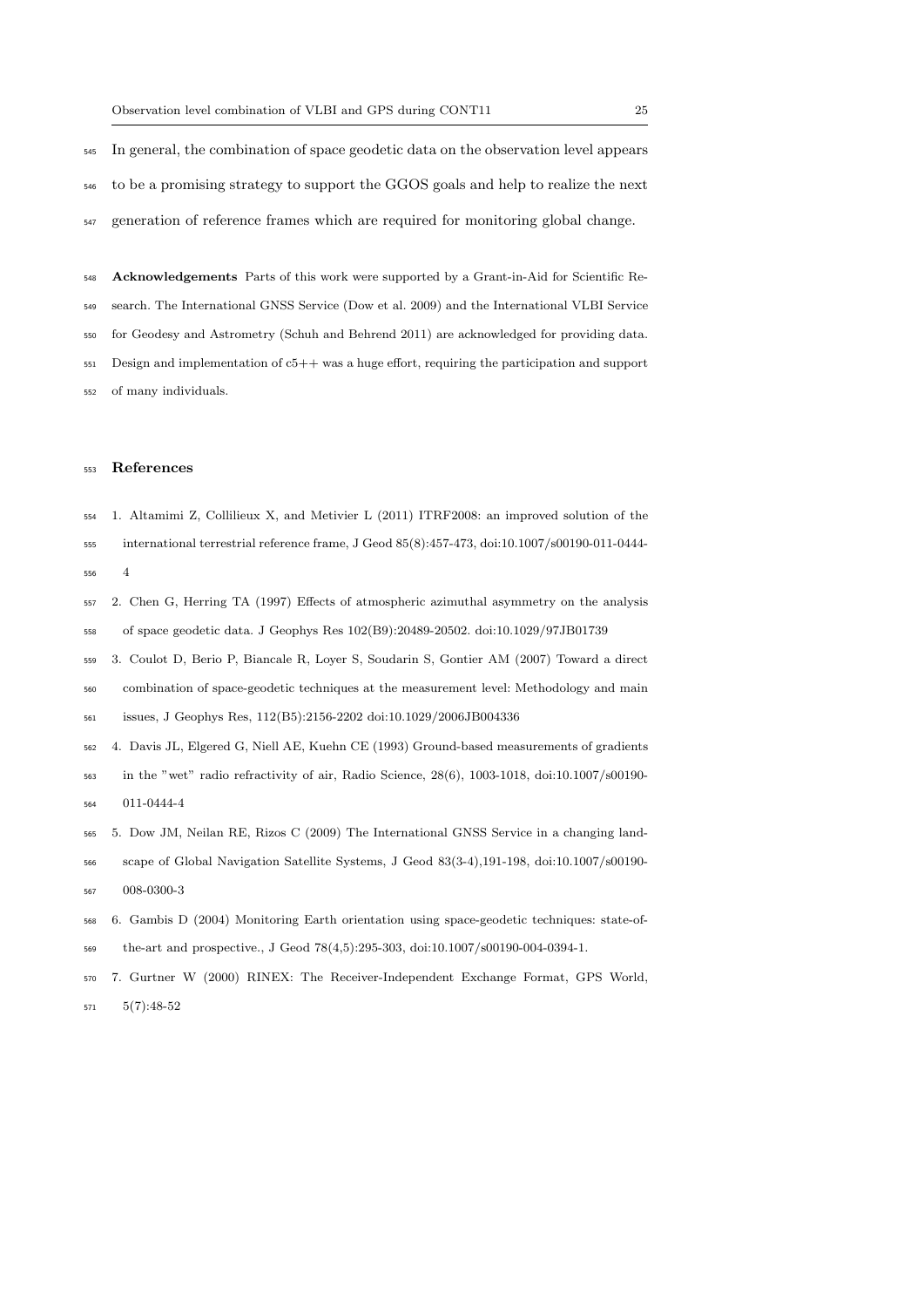In general, the combination of space geodetic data on the observation level appears to be a promising strategy to support the GGOS goals and help to realize the next generation of reference frames which are required for monitoring global change.

**Acknowledgements** Parts of this work were supported by a Grant-in-Aid for Scientific Research. The International GNSS Service (Dow et al. 2009) and the International VLBI Service for Geodesy and Astrometry (Schuh and Behrend 2011) are acknowledged for providing data. Design and implementation of c5++ was a huge effort, requiring the participation and support of many individuals.

## References

1. Altamimi Z, Collilieux X, and Metivier L (2011) ITRF2008: an improved solution of the international terrestrial reference frame, J Geod 85(8):457-473, doi:10.1007/s00190-011-0444-4
2. Chen G, Herring TA (1997) Effects of atmospheric azimuthal asymmetry on the analysis of space geodetic data. J Geophys Res 102(B9):20489-20502. doi:10.1029/97JB01739
3. Coulot D, Berio P, Biancale R, Loyer S, Soudarin S, Gontier AM (2007) Toward a direct combination of space-geodetic techniques at the measurement level: Methodology and main issues, J Geophys Res, 112(B5):2156-2202 doi:10.1029/2006JB004336
4. Davis JL, Elgered G, Niell AE, Kuehn CE (1993) Ground-based measurements of gradients in the "wet" radio refractivity of air, Radio Science, 28(6), 1003-1018, doi:10.1007/s00190-011-0444-4
5. Dow JM, Neilan RE, Rizos C (2009) The International GNSS Service in a changing landscape of Global Navigation Satellite Systems, J Geod 83(3-4),191-198, doi:10.1007/s00190-008-0300-3
6. Gambis D (2004) Monitoring Earth orientation using space-geodetic techniques: state-of-the-art and prospective., J Geod 78(4,5):295-303, doi:10.1007/s00190-004-0394-1.
7. Gurtner W (2000) RINEX: The Receiver-Independent Exchange Format, GPS World, 5(7):48-52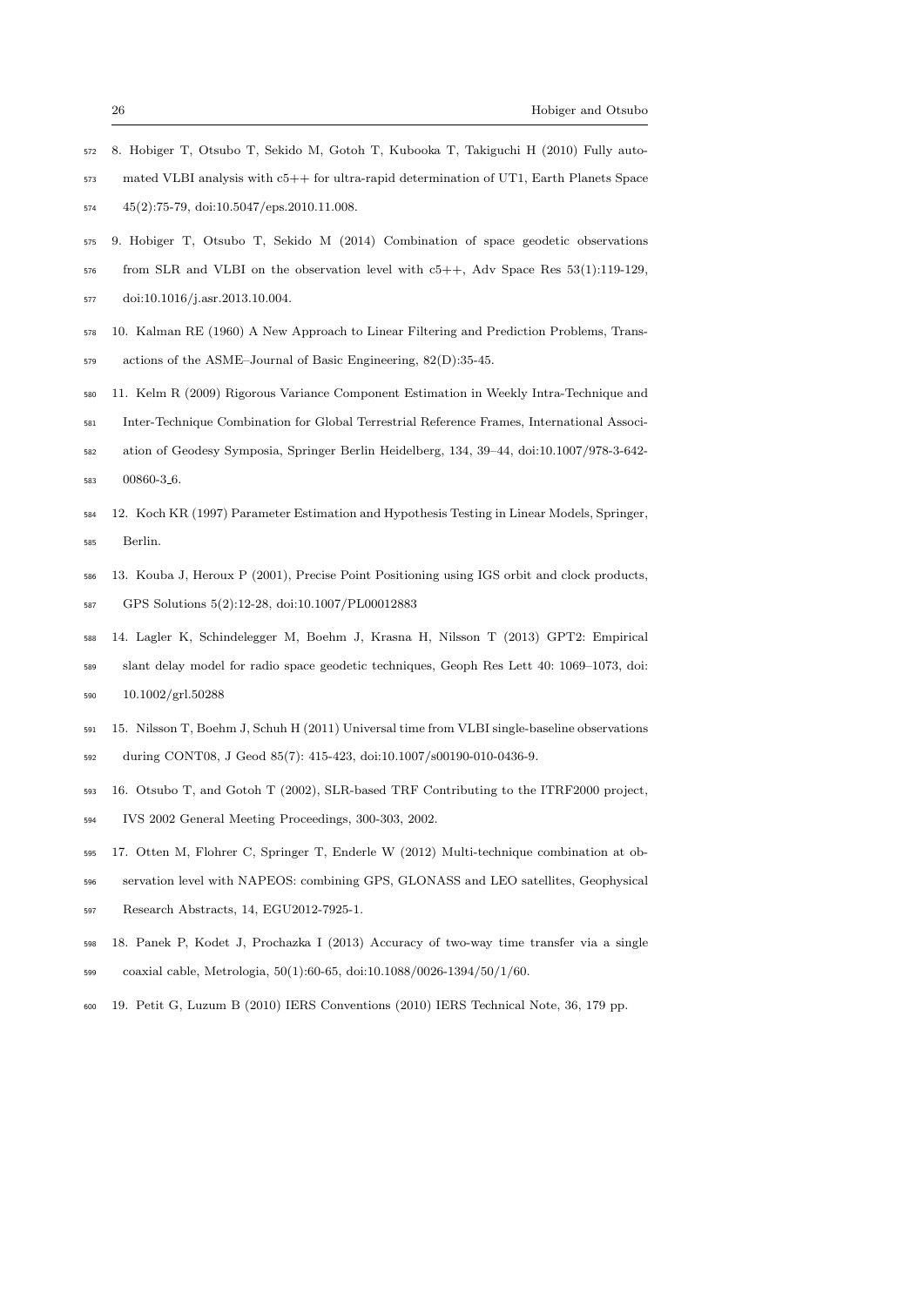8. Hobiger T, Otsubo T, Sekido M, Gotoh T, Kubooka T, Takiguchi H (2010) Fully automated VLBI analysis with c5++ for ultra-rapid determination of UT1, Earth Planets Space 45(2):75-79, doi:10.5047/eps.2010.11.008.

9. Hobiger T, Otsubo T, Sekido M (2014) Combination of space geodetic observations from SLR and VLBI on the observation level with c5++, Adv Space Res 53(1):119-129, doi:10.1016/j.asr.2013.10.004.

10. Kalman RE (1960) A New Approach to Linear Filtering and Prediction Problems, Transactions of the ASME–Journal of Basic Engineering, 82(D):35-45.

11. Kelm R (2009) Rigorous Variance Component Estimation in Weekly Intra-Technique and Inter-Technique Combination for Global Terrestrial Reference Frames, International Association of Geodesy Symposia, Springer Berlin Heidelberg, 134, 39–44, doi:10.1007/978-3-642-00860-3_6.

12. Koch KR (1997) Parameter Estimation and Hypothesis Testing in Linear Models, Springer, Berlin.

13. Kouba J, Heroux P (2001), Precise Point Positioning using IGS orbit and clock products, GPS Solutions 5(2):12-28, doi:10.1007/PL00012883

14. Lagler K, Schindelegger M, Boehm J, Krasna H, Nilsson T (2013) GPT2: Empirical slant delay model for radio space geodetic techniques, Geoph Res Lett 40: 1069–1073, doi: 10.1002/grl.50288

15. Nilsson T, Boehm J, Schuh H (2011) Universal time from VLBI single-baseline observations during CONT08, J Geod 85(7): 415-423, doi:10.1007/s00190-010-0436-9.

16. Otsubo T, and Gotoh T (2002), SLR-based TRF Contributing to the ITRF2000 project, IVS 2002 General Meeting Proceedings, 300-303, 2002.

17. Otten M, Flohrer C, Springer T, Enderle W (2012) Multi-technique combination at observation level with NAPEOS: combining GPS, GLONASS and LEO satellites, Geophysical Research Abstracts, 14, EGU2012-7925-1.

18. Panek P, Kodet J, Prochazka I (2013) Accuracy of two-way time transfer via a single coaxial cable, Metrologia, 50(1):60-65, doi:10.1088/0026-1394/50/1/60.

19. Petit G, Luzum B (2010) IERS Conventions (2010) IERS Technical Note, 36, 179 pp.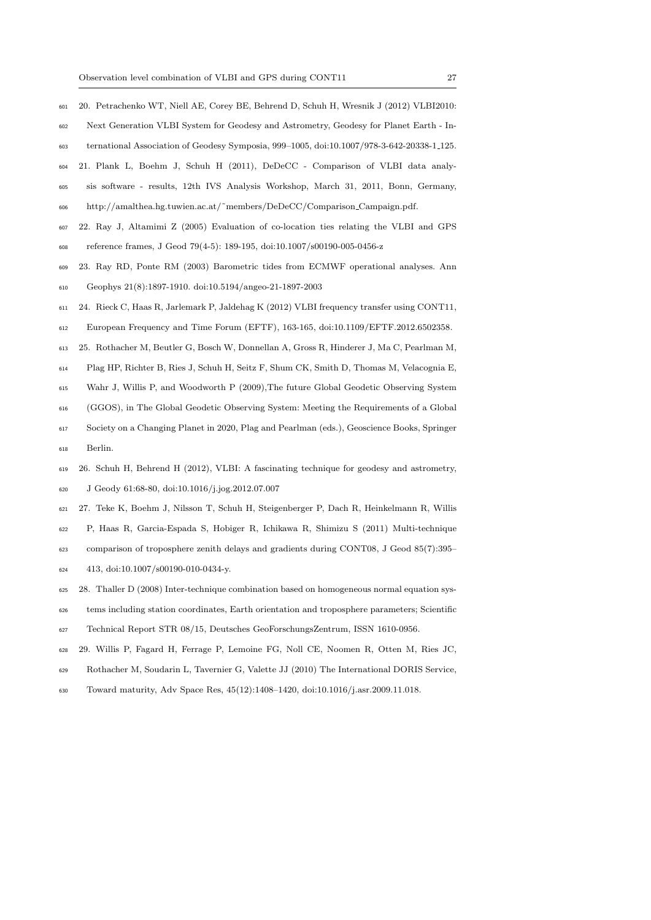20. Petrachenko WT, Niell AE, Corey BE, Behrend D, Schuh H, Wresnik J (2012) VLBI2010: Next Generation VLBI System for Geodesy and Astrometry, Geodesy for Planet Earth - International Association of Geodesy Symposia, 999–1005, doi:10.1007/978-3-642-20338-1_125.

21. Plank L, Boehm J, Schuh H (2011), DeDeCC - Comparison of VLBI data analysis software - results, 12th IVS Analysis Workshop, March 31, 2011, Bonn, Germany, http://amalthea.hg.tuwien.ac.at/~members/DeDeCC/Comparison_Campaign.pdf.

22. Ray J, Altamimi Z (2005) Evaluation of co-location ties relating the VLBI and GPS reference frames, J Geod 79(4-5): 189-195, doi:10.1007/s00190-005-0456-z

23. Ray RD, Ponte RM (2003) Barometric tides from ECMWF operational analyses. Ann Geophys 21(8):1897-1910. doi:10.5194/angeo-21-1897-2003

24. Rieck C, Haas R, Jarlemark P, Jaldehag K (2012) VLBI frequency transfer using CONT11, European Frequency and Time Forum (EFTF), 163-165, doi:10.1109/EFTF.2012.6502358.

25. Rothacher M, Beutler G, Bosch W, Donnellan A, Gross R, Hinderer J, Ma C, Pearlman M, Plag HP, Richter B, Ries J, Schuh H, Seitz F, Shum CK, Smith D, Thomas M, Velacognia E, Wahr J, Willis P, and Woodworth P (2009),The future Global Geodetic Observing System (GGOS), in The Global Geodetic Observing System: Meeting the Requirements of a Global Society on a Changing Planet in 2020, Plag and Pearlman (eds.), Geoscience Books, Springer Berlin.

26. Schuh H, Behrend H (2012), VLBI: A fascinating technique for geodesy and astrometry, J Geody 61:68-80, doi:10.1016/j.jog.2012.07.007

27. Teke K, Boehm J, Nilsson T, Schuh H, Steigenberger P, Dach R, Heinkelmann R, Willis P, Haas R, Garcia-Espada S, Hobiger R, Ichikawa R, Shimizu S (2011) Multi-technique comparison of troposphere zenith delays and gradients during CONT08, J Geod 85(7):395–413, doi:10.1007/s00190-010-0434-y.

28. Thaller D (2008) Inter-technique combination based on homogeneous normal equation systems including station coordinates, Earth orientation and troposphere parameters; Scientific Technical Report STR 08/15, Deutsches GeoForschungsZentrum, ISSN 1610-0956.

29. Willis P, Fagard H, Ferrage P, Lemoine FG, Noll CE, Noomen R, Otten M, Ries JC, Rothacher M, Soudarin L, Tavernier G, Valette JJ (2010) The International DORIS Service, Toward maturity, Adv Space Res, 45(12):1408–1420, doi:10.1016/j.asr.2009.11.018.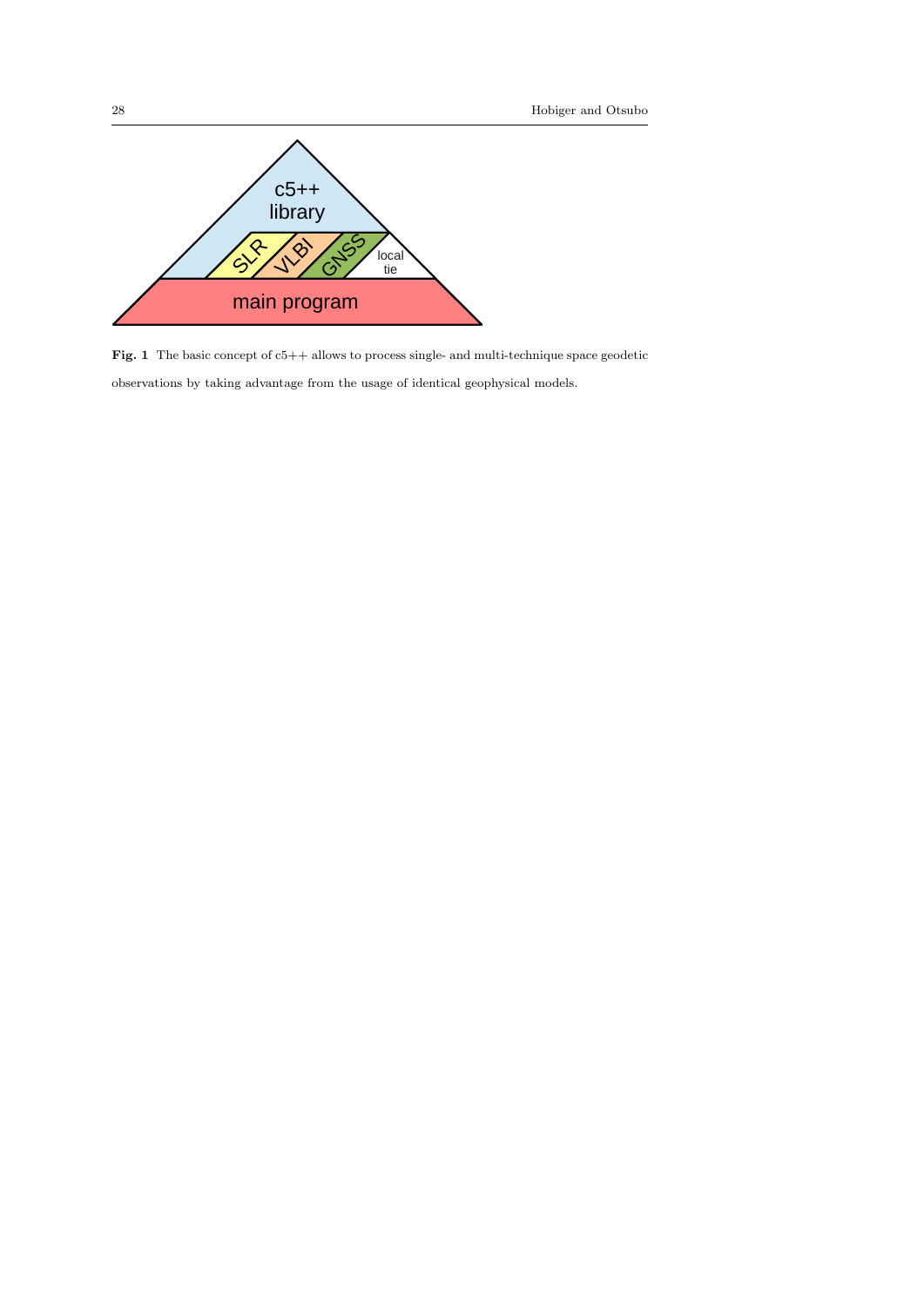**Fig. 1** The basic concept of c5++ allows to process single- and multi-technique space geodetic observations by taking advantage from the usage of identical geophysical models.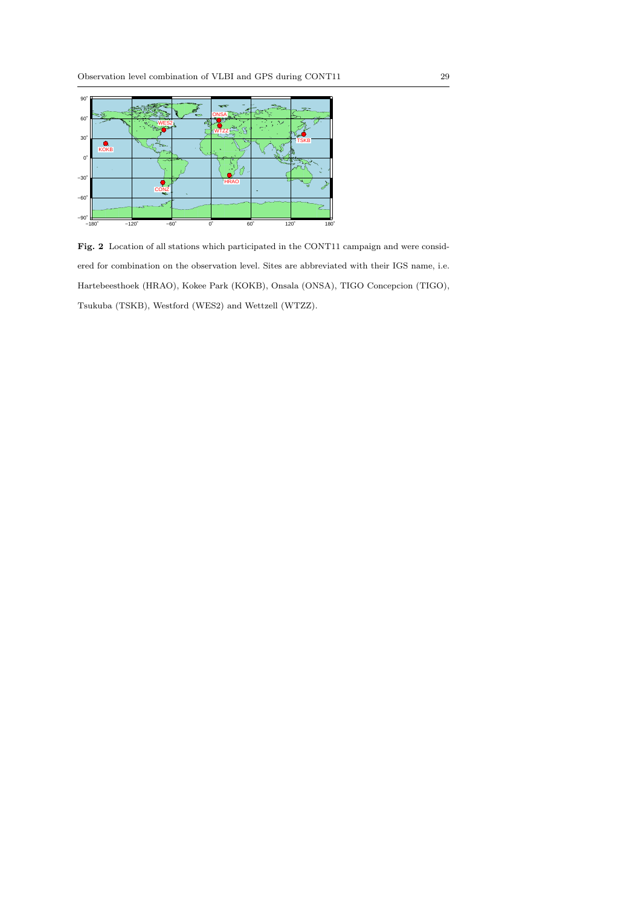**Fig. 2** Location of all stations which participated in the CONT11 campaign and were considered for combination on the observation level. Sites are abbreviated with their IGS name, i.e. Hartebeesthoek (HRAO), Kokee Park (KOKB), Onsala (ONSA), TIGO Concepcion (TIGO), Tsukuba (TSKB), Westford (WES2) and Wettzell (WTZZ).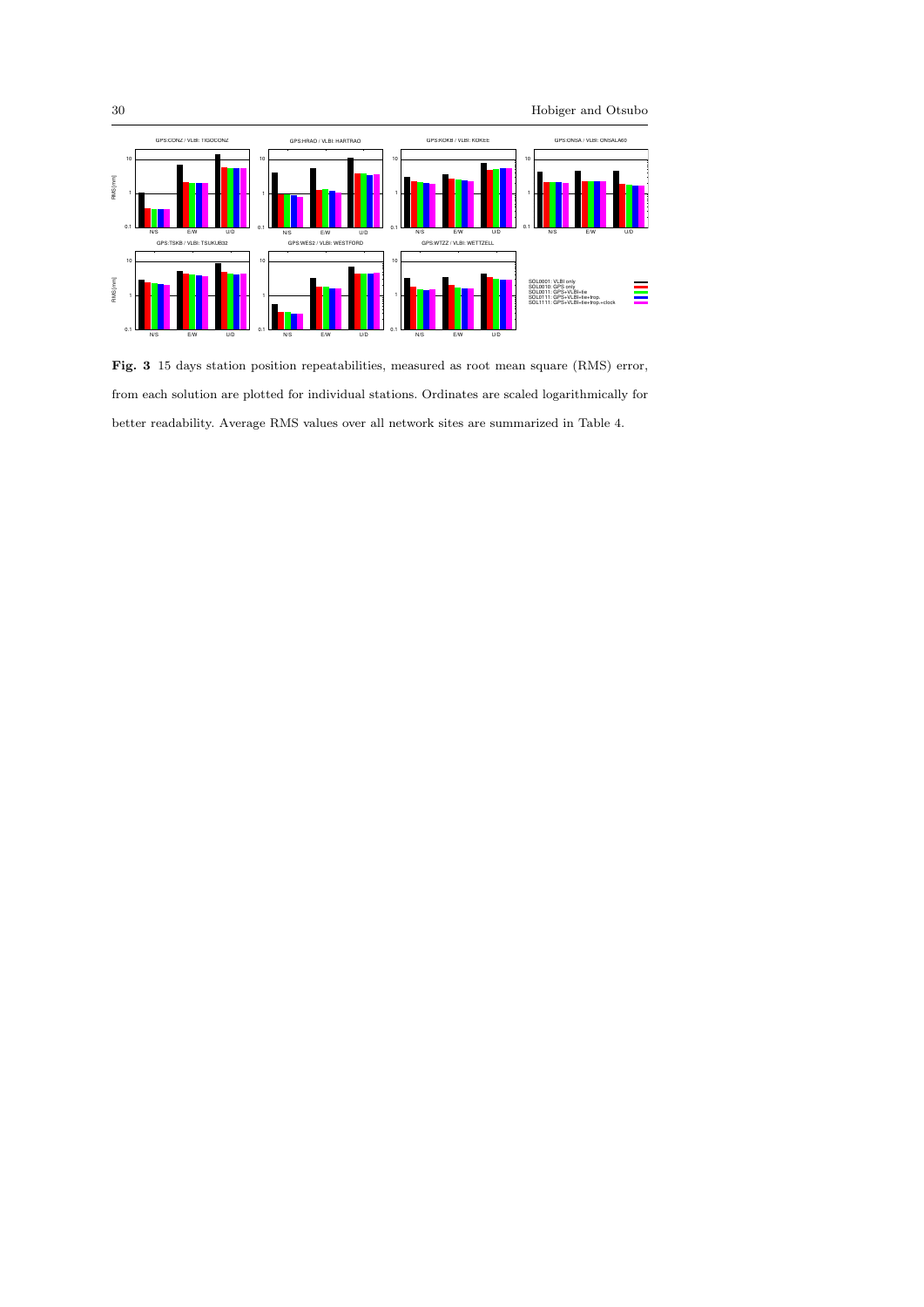**Fig. 3** 15 days station position repeatabilities, measured as root mean square (RMS) error, from each solution are plotted for individual stations. Ordinates are scaled logarithmically for better readability. Average RMS values over all network sites are summarized in Table 4.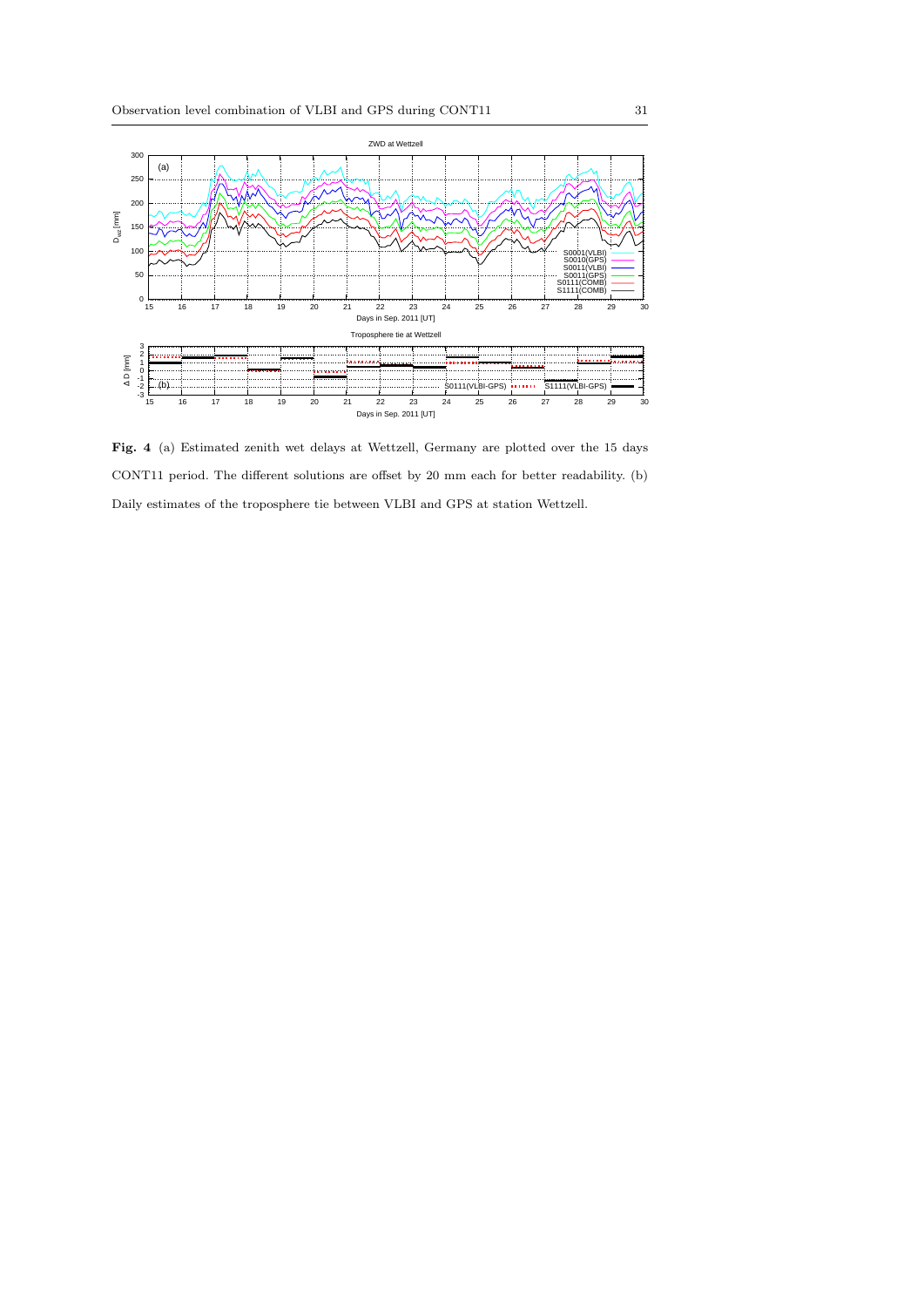**Fig. 4** (a) Estimated zenith wet delays at Wettzell, Germany are plotted over the 15 days CONT11 period. The different solutions are offset by 20 mm each for better readability. (b) Daily estimates of the troposphere tie between VLBI and GPS at station Wettzell.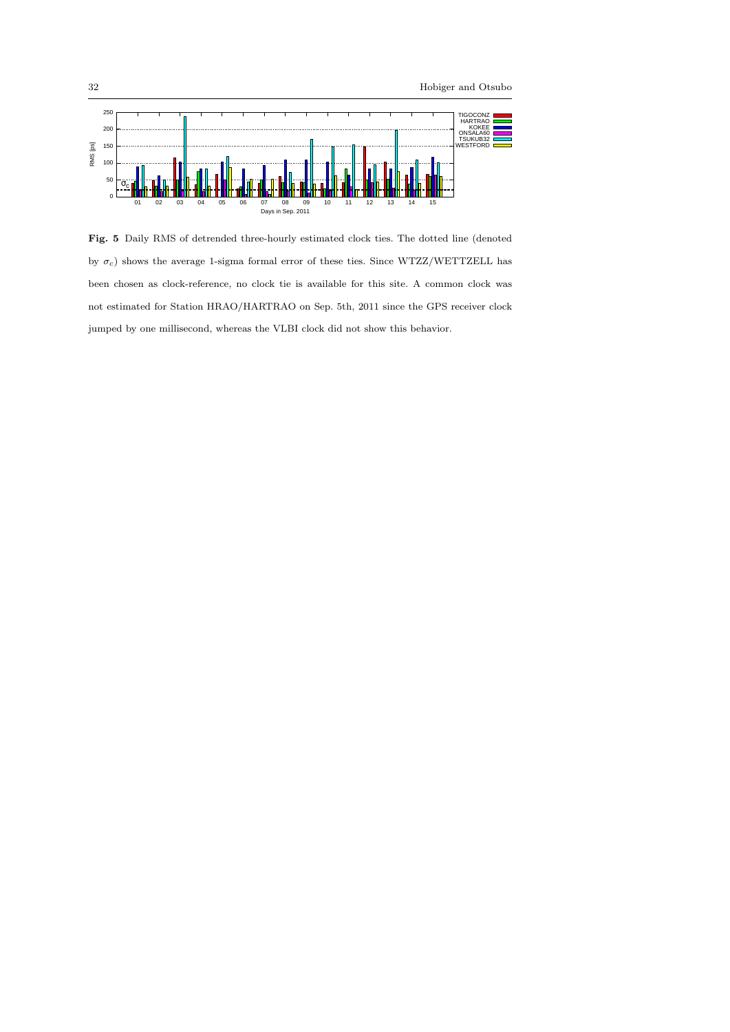**Fig. 5** Daily RMS of detrended three-hourly estimated clock ties. The dotted line (denoted by $\sigma_c$) shows the average 1-sigma formal error of these ties. Since WTZZ/WETTZELL has been chosen as clock-reference, no clock tie is available for this site. A common clock was not estimated for Station HRAO/HARTRAO on Sep. 5th, 2011 since the GPS receiver clock jumped by one millisecond, whereas the VLBI clock did not show this behavior.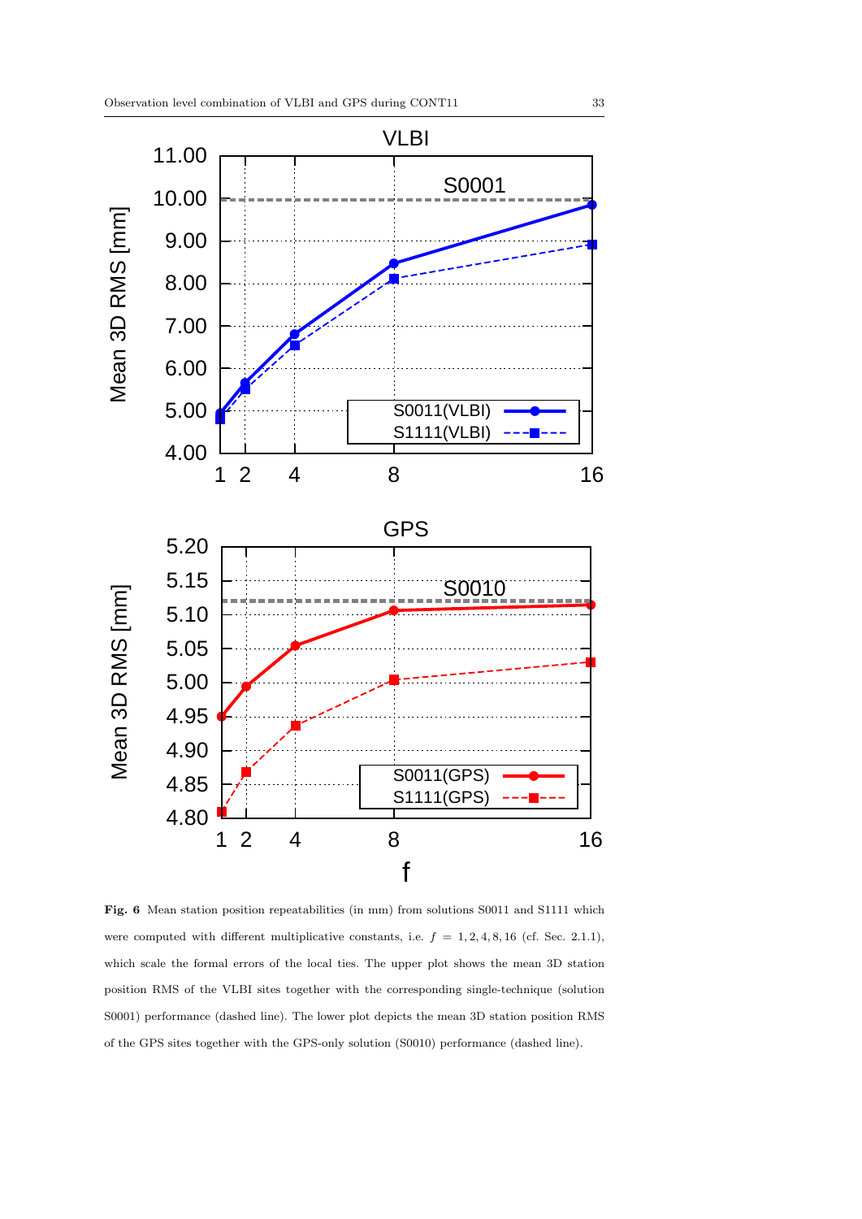**Fig. 6** Mean station position repeatabilities (in mm) from solutions S0011 and S1111 which were computed with different multiplicative constants, i.e. $f = 1, 2, 4, 8, 16$ (cf. Sec. 2.1.1), which scale the formal errors of the local ties. The upper plot shows the mean 3D station position RMS of the VLBI sites together with the corresponding single-technique (solution S0001) performance (dashed line). The lower plot depicts the mean 3D station position RMS of the GPS sites together with the GPS-only solution (S0010) performance (dashed line).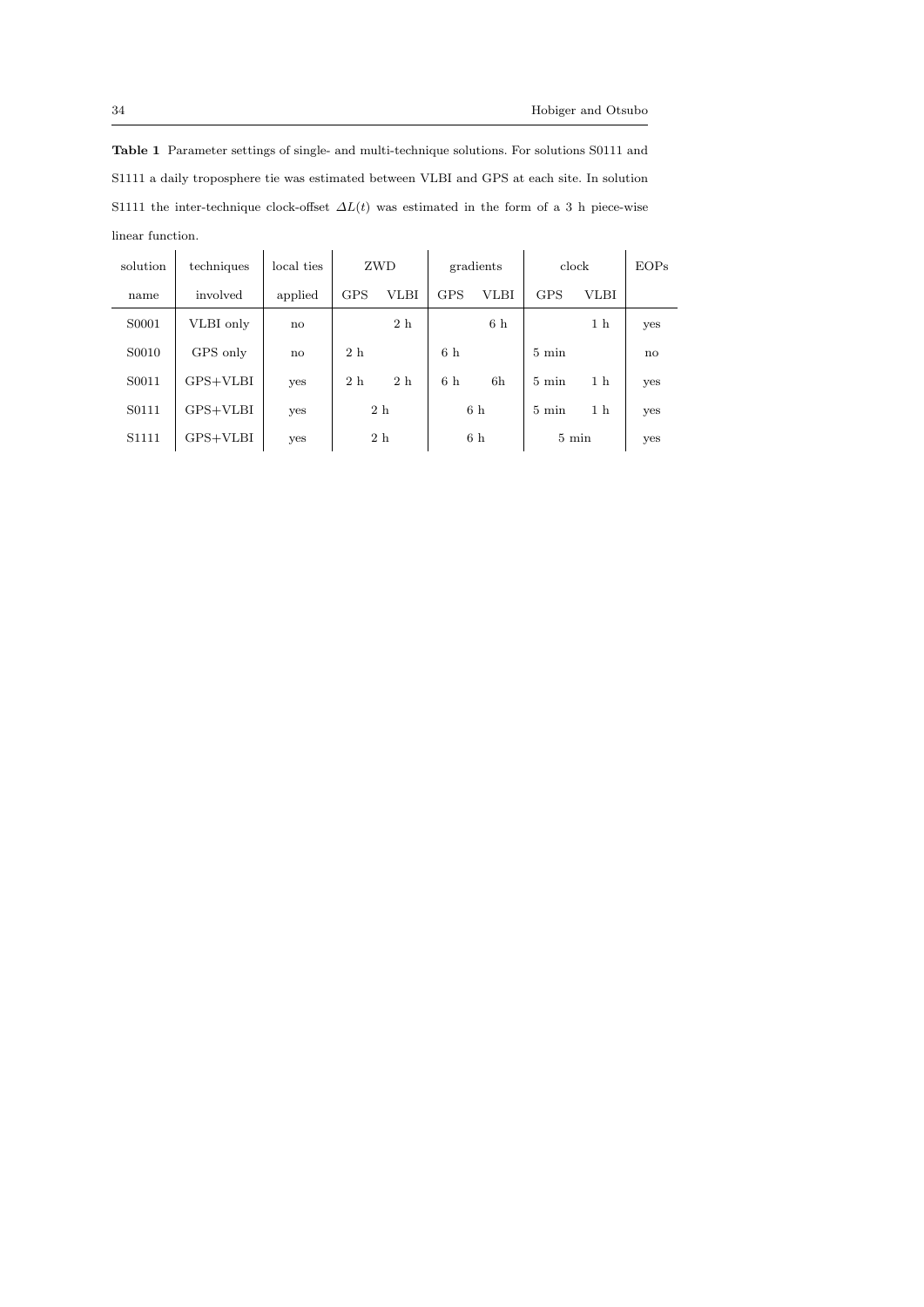**Table 1** Parameter settings of single- and multi-technique solutions. For solutions S0111 and S1111 a daily troposphere tie was estimated between VLBI and GPS at each site. In solution S1111 the inter-technique clock-offset $\Delta L(t)$ was estimated in the form of a 3 h piece-wise linear function.

| solution | techniques | local ties | ZWD | | gradients | | clock | | EOPs |
|---|---|---|---|---|---|---|---|---|---|
| name | involved | applied | GPS | VLBI | GPS | VLBI | GPS | VLBI | |
| S0001 | VLBI only | no | | 2 h | | 6 h | | 1 h | yes |
| S0010 | GPS only | no | 2 h | | 6 h | | 5 min | | no |
| S0011 | GPS+VLBI | yes | 2 h | 2 h | 6 h | 6h | 5 min | 1 h | yes |
| S0111 | GPS+VLBI | yes | 2 h | | 6 h | | 5 min | 1 h | yes |
| S1111 | GPS+VLBI | yes | 2 h | | 6 h | | 5 min | | yes |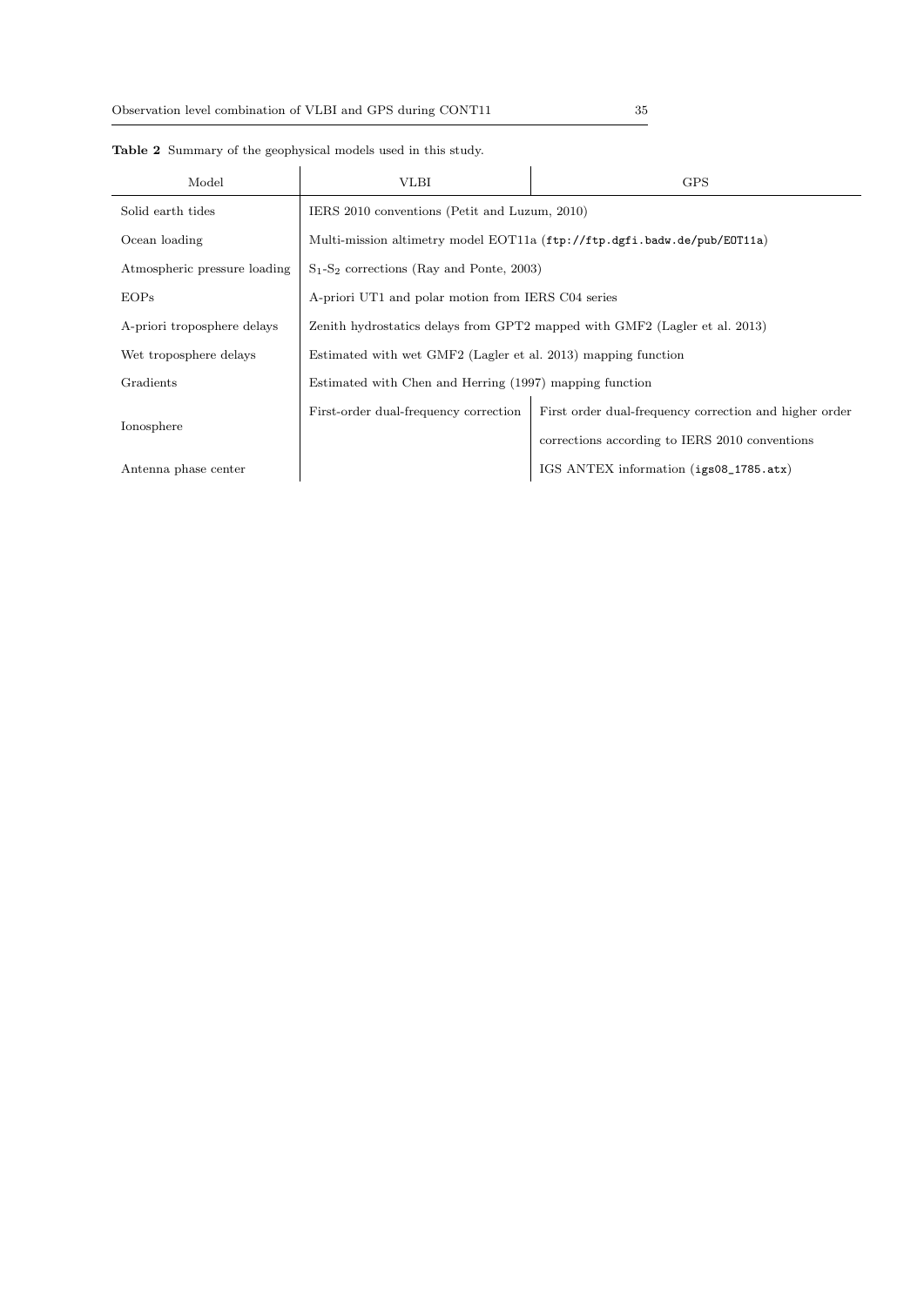**Table 2** Summary of the geophysical models used in this study.

| Model | VLBI | GPS |
|---|---|---|
| Solid earth tides | IERS 2010 conventions (Petit and Luzum, 2010) | |
| Ocean loading | Multi-mission altimetry model EOT11a (`ftp://ftp.dgfi.badw.de/pub/EOT11a`) | |
| Atmospheric pressure loading | $S_1$-$S_2$ corrections (Ray and Ponte, 2003) | |
| EOPs | A-priori UT1 and polar motion from IERS C04 series | |
| A-priori troposphere delays | Zenith hydrostatics delays from GPT2 mapped with GMF2 (Lagler et al. 2013) | |
| Wet troposphere delays | Estimated with wet GMF2 (Lagler et al. 2013) mapping function | |
| Gradients | Estimated with Chen and Herring (1997) mapping function | |
| Ionosphere | First-order dual-frequency correction | First order dual-frequency correction and higher order corrections according to IERS 2010 conventions |
| Antenna phase center | | IGS ANTEX information (`igs08_1785.atx`) |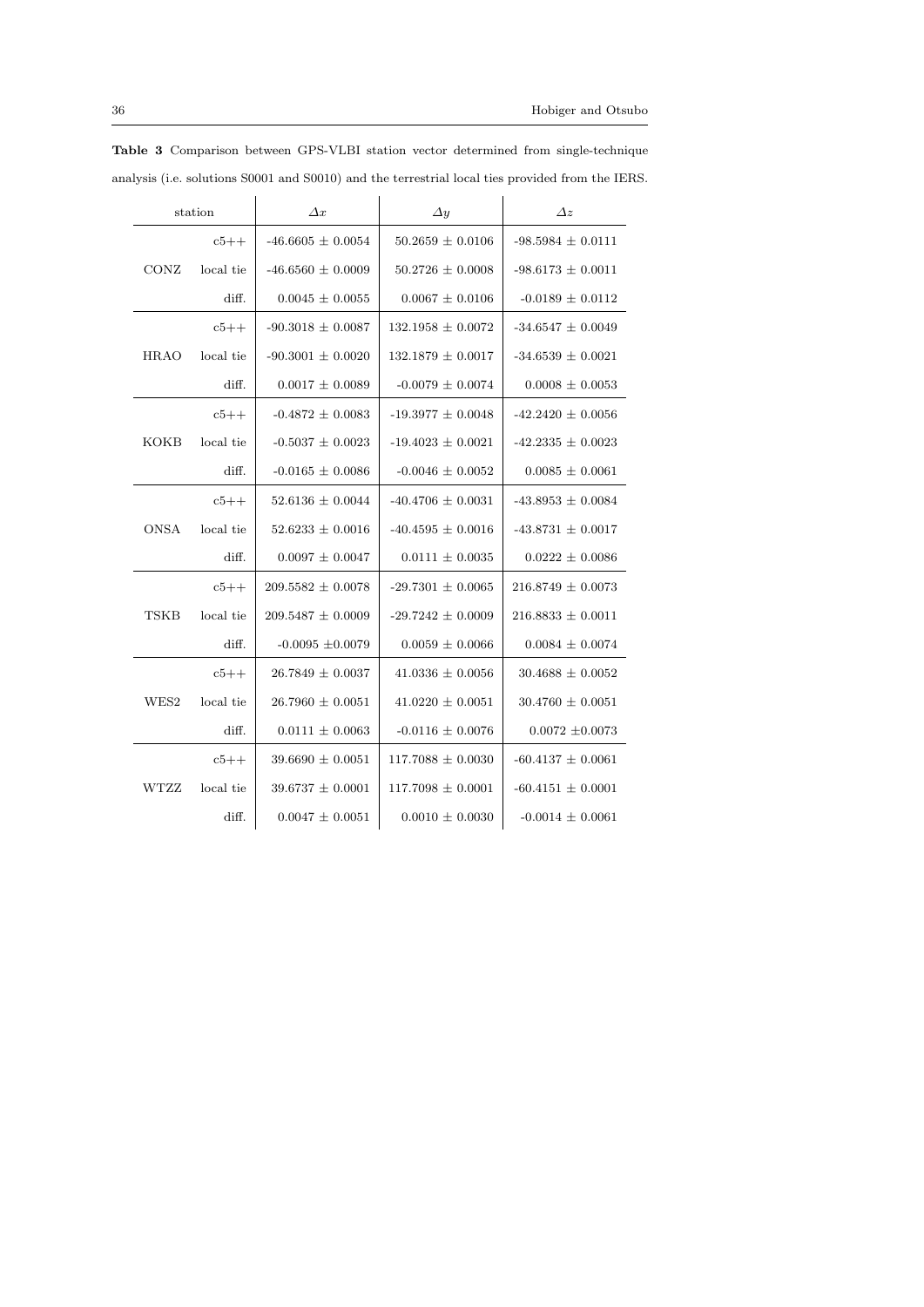**Table 3** Comparison between GPS-VLBI station vector determined from single-technique analysis (i.e. solutions S0001 and S0010) and the terrestrial local ties provided from the IERS.

| station | | $\Delta x$ | $\Delta y$ | $\Delta z$ |
|---|---|---|---|---|
| | c5++ | -46.6605 ± 0.0054 | 50.2659 ± 0.0106 | -98.5984 ± 0.0111 |
| CONZ | local tie | -46.6560 ± 0.0009 | 50.2726 ± 0.0008 | -98.6173 ± 0.0011 |
| | diff. | 0.0045 ± 0.0055 | 0.0067 ± 0.0106 | -0.0189 ± 0.0112 |
| | c5++ | -90.3018 ± 0.0087 | 132.1958 ± 0.0072 | -34.6547 ± 0.0049 |
| HRAO | local tie | -90.3001 ± 0.0020 | 132.1879 ± 0.0017 | -34.6539 ± 0.0021 |
| | diff. | 0.0017 ± 0.0089 | -0.0079 ± 0.0074 | 0.0008 ± 0.0053 |
| | c5++ | -0.4872 ± 0.0083 | -19.3977 ± 0.0048 | -42.2420 ± 0.0056 |
| KOKB | local tie | -0.5037 ± 0.0023 | -19.4023 ± 0.0021 | -42.2335 ± 0.0023 |
| | diff. | -0.0165 ± 0.0086 | -0.0046 ± 0.0052 | 0.0085 ± 0.0061 |
| | c5++ | 52.6136 ± 0.0044 | -40.4706 ± 0.0031 | -43.8953 ± 0.0084 |
| ONSA | local tie | 52.6233 ± 0.0016 | -40.4595 ± 0.0016 | -43.8731 ± 0.0017 |
| | diff. | 0.0097 ± 0.0047 | 0.0111 ± 0.0035 | 0.0222 ± 0.0086 |
| | c5++ | 209.5582 ± 0.0078 | -29.7301 ± 0.0065 | 216.8749 ± 0.0073 |
| TSKB | local tie | 209.5487 ± 0.0009 | -29.7242 ± 0.0009 | 216.8833 ± 0.0011 |
| | diff. | -0.0095 ±0.0079 | 0.0059 ± 0.0066 | 0.0084 ± 0.0074 |
| | c5++ | 26.7849 ± 0.0037 | 41.0336 ± 0.0056 | 30.4688 ± 0.0052 |
| WES2 | local tie | 26.7960 ± 0.0051 | 41.0220 ± 0.0051 | 30.4760 ± 0.0051 |
| | diff. | 0.0111 ± 0.0063 | -0.0116 ± 0.0076 | 0.0072 ±0.0073 |
| | c5++ | 39.6690 ± 0.0051 | 117.7088 ± 0.0030 | -60.4137 ± 0.0061 |
| WTZZ | local tie | 39.6737 ± 0.0001 | 117.7098 ± 0.0001 | -60.4151 ± 0.0001 |
| | diff. | 0.0047 ± 0.0051 | 0.0010 ± 0.0030 | -0.0014 ± 0.0061 |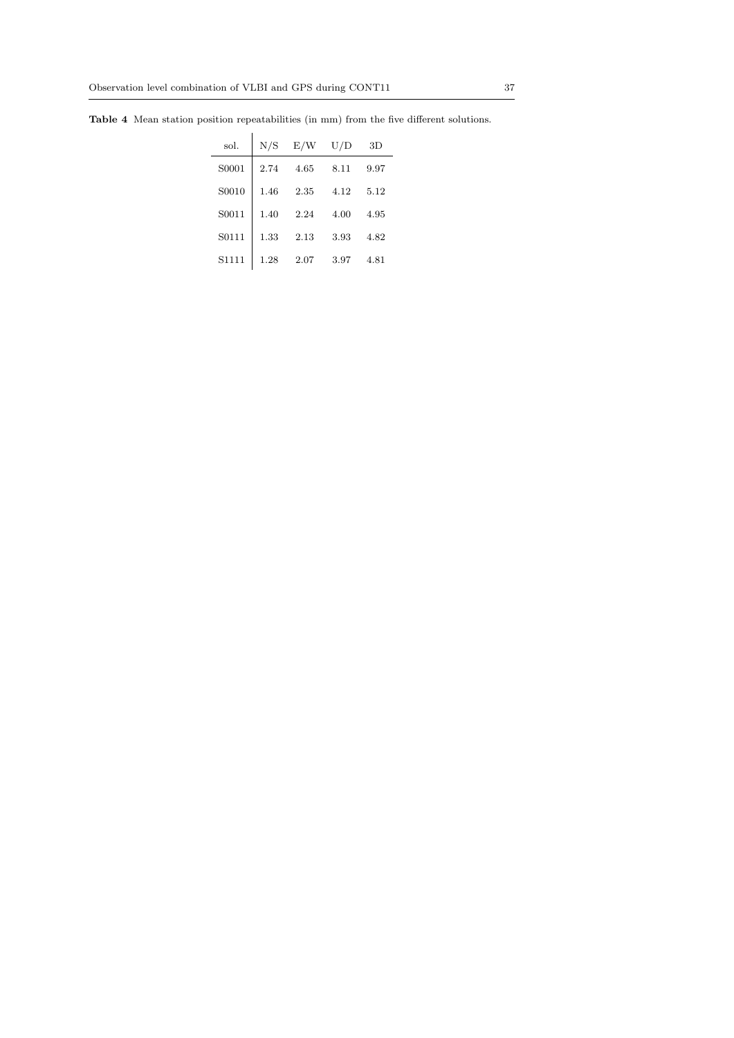**Table 4** Mean station position repeatabilities (in mm) from the five different solutions.

| sol. | N/S | E/W | U/D | 3D |
|---|---|---|---|---|
| S0001 | 2.74 | 4.65 | 8.11 | 9.97 |
| S0010 | 1.46 | 2.35 | 4.12 | 5.12 |
| S0011 | 1.40 | 2.24 | 4.00 | 4.95 |
| S0111 | 1.33 | 2.13 | 3.93 | 4.82 |
| S1111 | 1.28 | 2.07 | 3.97 | 4.81 |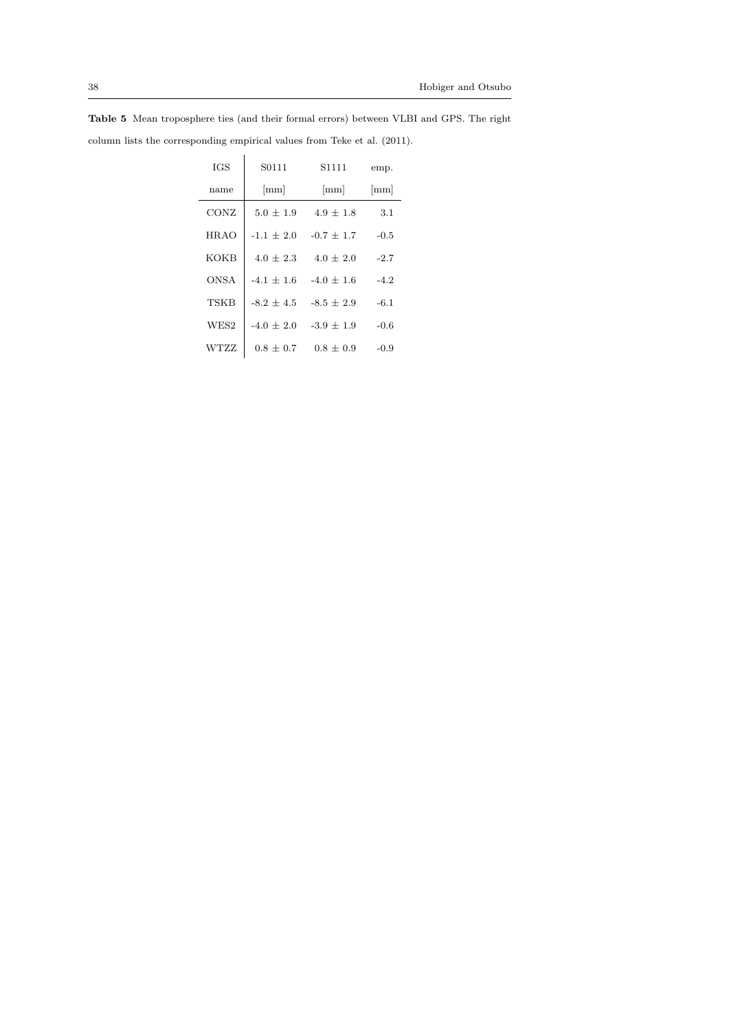**Table 5** Mean troposphere ties (and their formal errors) between VLBI and GPS. The right column lists the corresponding empirical values from Teke et al. (2011).

| IGS name | S0111 [mm] | S1111 [mm] | emp. [mm] |
|---|---|---|---|
| CONZ | $5.0 \pm 1.9$ | $4.9 \pm 1.8$ | 3.1 |
| HRAO | $-1.1 \pm 2.0$ | $-0.7 \pm 1.7$ | -0.5 |
| KOKB | $4.0 \pm 2.3$ | $4.0 \pm 2.0$ | -2.7 |
| ONSA | $-4.1 \pm 1.6$ | $-4.0 \pm 1.6$ | -4.2 |
| TSKB | $-8.2 \pm 4.5$ | $-8.5 \pm 2.9$ | -6.1 |
| WES2 | $-4.0 \pm 2.0$ | $-3.9 \pm 1.9$ | -0.6 |
| WTZZ | $0.8 \pm 0.7$ | $0.8 \pm 0.9$ | -0.9 |